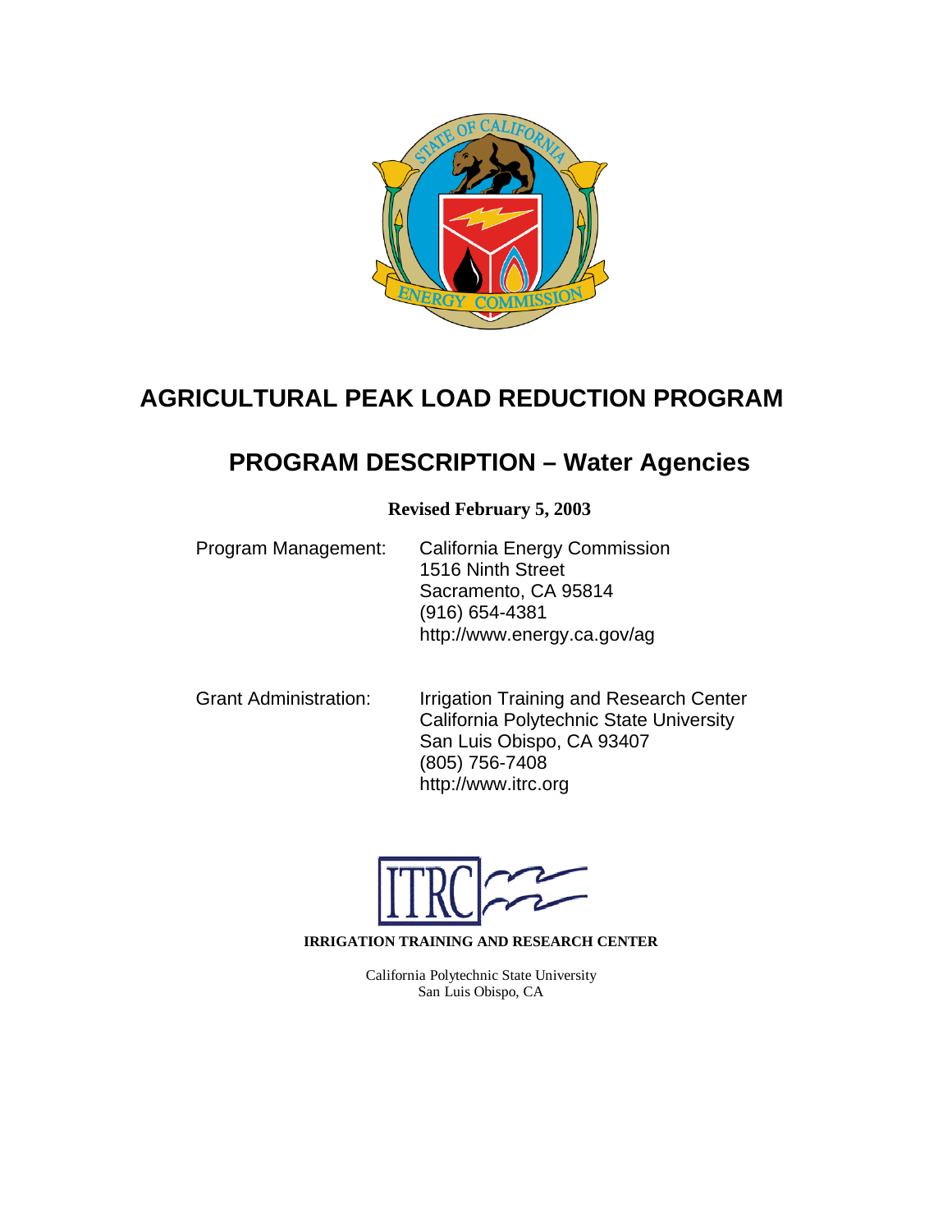# AGRICULTURAL PEAK LOAD REDUCTION PROGRAM

## PROGRAM DESCRIPTION – Water Agencies

**Revised February 5, 2003**

Program Management: California Energy Commission
1516 Ninth Street
Sacramento, CA 95814
(916) 654-4381
http://www.energy.ca.gov/ag

Grant Administration: Irrigation Training and Research Center
California Polytechnic State University
San Luis Obispo, CA 93407
(805) 756-7408
http://www.itrc.org

**IRRIGATION TRAINING AND RESEARCH CENTER**

California Polytechnic State University
San Luis Obispo, CA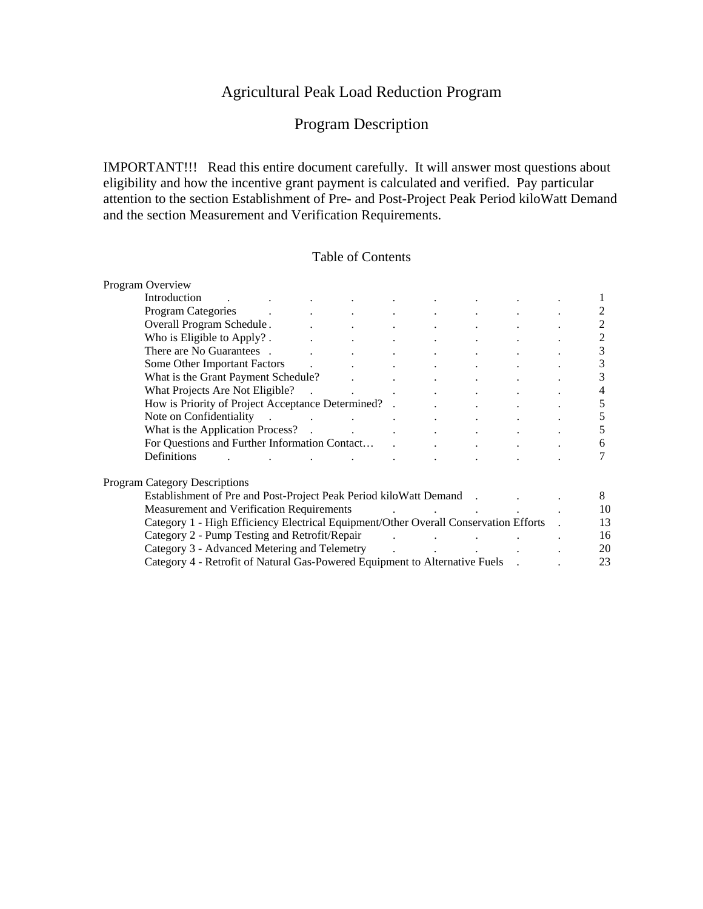# Agricultural Peak Load Reduction Program

## Program Description

IMPORTANT!!! Read this entire document carefully. It will answer most questions about eligibility and how the incentive grant payment is calculated and verified. Pay particular attention to the section Establishment of Pre- and Post-Project Peak Period kiloWatt Demand and the section Measurement and Verification Requirements.

### Table of Contents

| | |
|---|---|
| **Program Overview** | |
| Introduction | 1 |
| Program Categories | 2 |
| Overall Program Schedule | 2 |
| Who is Eligible to Apply? | 2 |
| There are No Guarantees | 3 |
| Some Other Important Factors | 3 |
| What is the Grant Payment Schedule? | 3 |
| What Projects Are Not Eligible? | 4 |
| How is Priority of Project Acceptance Determined? | 5 |
| Note on Confidentiality | 5 |
| What is the Application Process? | 5 |
| For Questions and Further Information Contact… | 6 |
| Definitions | 7 |
| **Program Category Descriptions** | |
| Establishment of Pre and Post-Project Peak Period kiloWatt Demand | 8 |
| Measurement and Verification Requirements | 10 |
| Category 1 - High Efficiency Electrical Equipment/Other Overall Conservation Efforts | 13 |
| Category 2 - Pump Testing and Retrofit/Repair | 16 |
| Category 3 - Advanced Metering and Telemetry | 20 |
| Category 4 - Retrofit of Natural Gas-Powered Equipment to Alternative Fuels | 23 |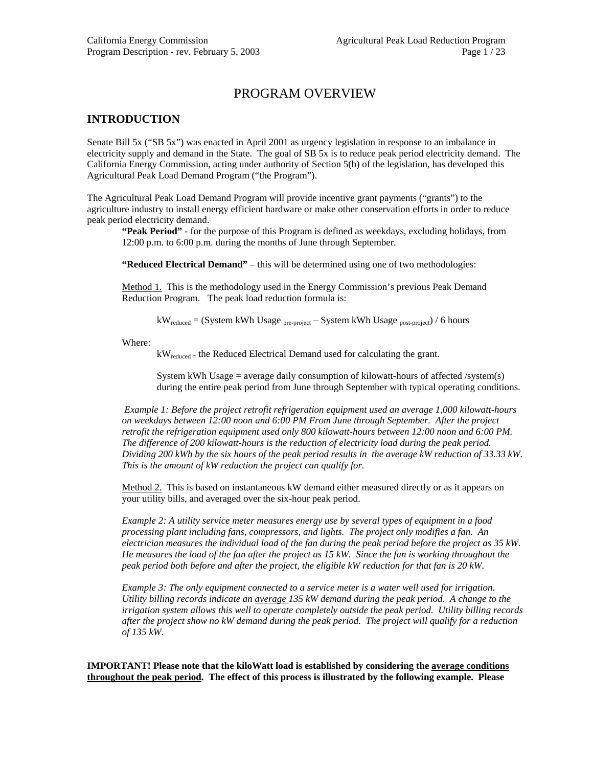# PROGRAM OVERVIEW

## INTRODUCTION

Senate Bill 5x ("SB 5x") was enacted in April 2001 as urgency legislation in response to an imbalance in electricity supply and demand in the State. The goal of SB 5x is to reduce peak period electricity demand. The California Energy Commission, acting under authority of Section 5(b) of the legislation, has developed this Agricultural Peak Load Demand Program ("the Program").

The Agricultural Peak Load Demand Program will provide incentive grant payments ("grants") to the agriculture industry to install energy efficient hardware or make other conservation efforts in order to reduce peak period electricity demand.

**"Peak Period"** - for the purpose of this Program is defined as weekdays, excluding holidays, from 12:00 p.m. to 6:00 p.m. during the months of June through September.

**"Reduced Electrical Demand"** – this will be determined using one of two methodologies:

Method 1. This is the methodology used in the Energy Commission's previous Peak Demand Reduction Program. The peak load reduction formula is:

$$kW_{reduced} = (\text{System kWh Usage}_{\text{pre-project}} - \text{System kWh Usage}_{\text{post-project}}) / 6 \text{ hours}$$

Where:

$kW_{reduced}$ = the Reduced Electrical Demand used for calculating the grant.

System kWh Usage = average daily consumption of kilowatt-hours of affected /system(s) during the entire peak period from June through September with typical operating conditions.

*Example 1: Before the project retrofit refrigeration equipment used an average 1,000 kilowatt-hours on weekdays between 12:00 noon and 6:00 PM From June through September. After the project retrofit the refrigeration equipment used only 800 kilowatt-hours between 12:00 noon and 6:00 PM. The difference of 200 kilowatt-hours is the reduction of electricity load during the peak period. Dividing 200 kWh by the six hours of the peak period results in the average kW reduction of 33.33 kW. This is the amount of kW reduction the project can qualify for.*

Method 2. This is based on instantaneous kW demand either measured directly or as it appears on your utility bills, and averaged over the six-hour peak period.

*Example 2: A utility service meter measures energy use by several types of equipment in a food processing plant including fans, compressors, and lights. The project only modifies a fan. An electrician measures the individual load of the fan during the peak period before the project as 35 kW. He measures the load of the fan after the project as 15 kW. Since the fan is working throughout the peak period both before and after the project, the eligible kW reduction for that fan is 20 kW.*

*Example 3: The only equipment connected to a service meter is a water well used for irrigation. Utility billing records indicate an <u>average</u> 135 kW demand during the peak period. A change to the irrigation system allows this well to operate completely outside the peak period. Utility billing records after the project show no kW demand during the peak period. The project will qualify for a reduction of 135 kW.*

**IMPORTANT! Please note that the kiloWatt load is established by considering the <u>average conditions throughout the peak period</u>. The effect of this process is illustrated by the following example. Please**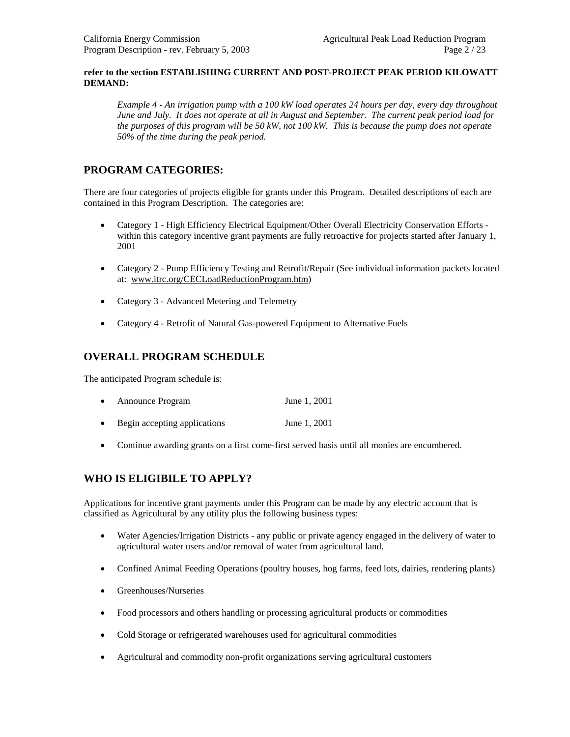**refer to the section ESTABLISHING CURRENT AND POST-PROJECT PEAK PERIOD KILOWATT DEMAND:**

> *Example 4 - An irrigation pump with a 100 kW load operates 24 hours per day, every day throughout June and July. It does not operate at all in August and September. The current peak period load for the purposes of this program will be 50 kW, not 100 kW. This is because the pump does not operate 50% of the time during the peak period.*

## PROGRAM CATEGORIES:

There are four categories of projects eligible for grants under this Program. Detailed descriptions of each are contained in this Program Description. The categories are:

- Category 1 - High Efficiency Electrical Equipment/Other Overall Electricity Conservation Efforts - within this category incentive grant payments are fully retroactive for projects started after January 1, 2001
- Category 2 - Pump Efficiency Testing and Retrofit/Repair (See individual information packets located at: www.itrc.org/CECLoadReductionProgram.htm)
- Category 3 - Advanced Metering and Telemetry
- Category 4 - Retrofit of Natural Gas-powered Equipment to Alternative Fuels

## OVERALL PROGRAM SCHEDULE

The anticipated Program schedule is:

- Announce Program June 1, 2001
- Begin accepting applications June 1, 2001
- Continue awarding grants on a first come-first served basis until all monies are encumbered.

## WHO IS ELIGIBILE TO APPLY?

Applications for incentive grant payments under this Program can be made by any electric account that is classified as Agricultural by any utility plus the following business types:

- Water Agencies/Irrigation Districts - any public or private agency engaged in the delivery of water to agricultural water users and/or removal of water from agricultural land.
- Confined Animal Feeding Operations (poultry houses, hog farms, feed lots, dairies, rendering plants)
- Greenhouses/Nurseries
- Food processors and others handling or processing agricultural products or commodities
- Cold Storage or refrigerated warehouses used for agricultural commodities
- Agricultural and commodity non-profit organizations serving agricultural customers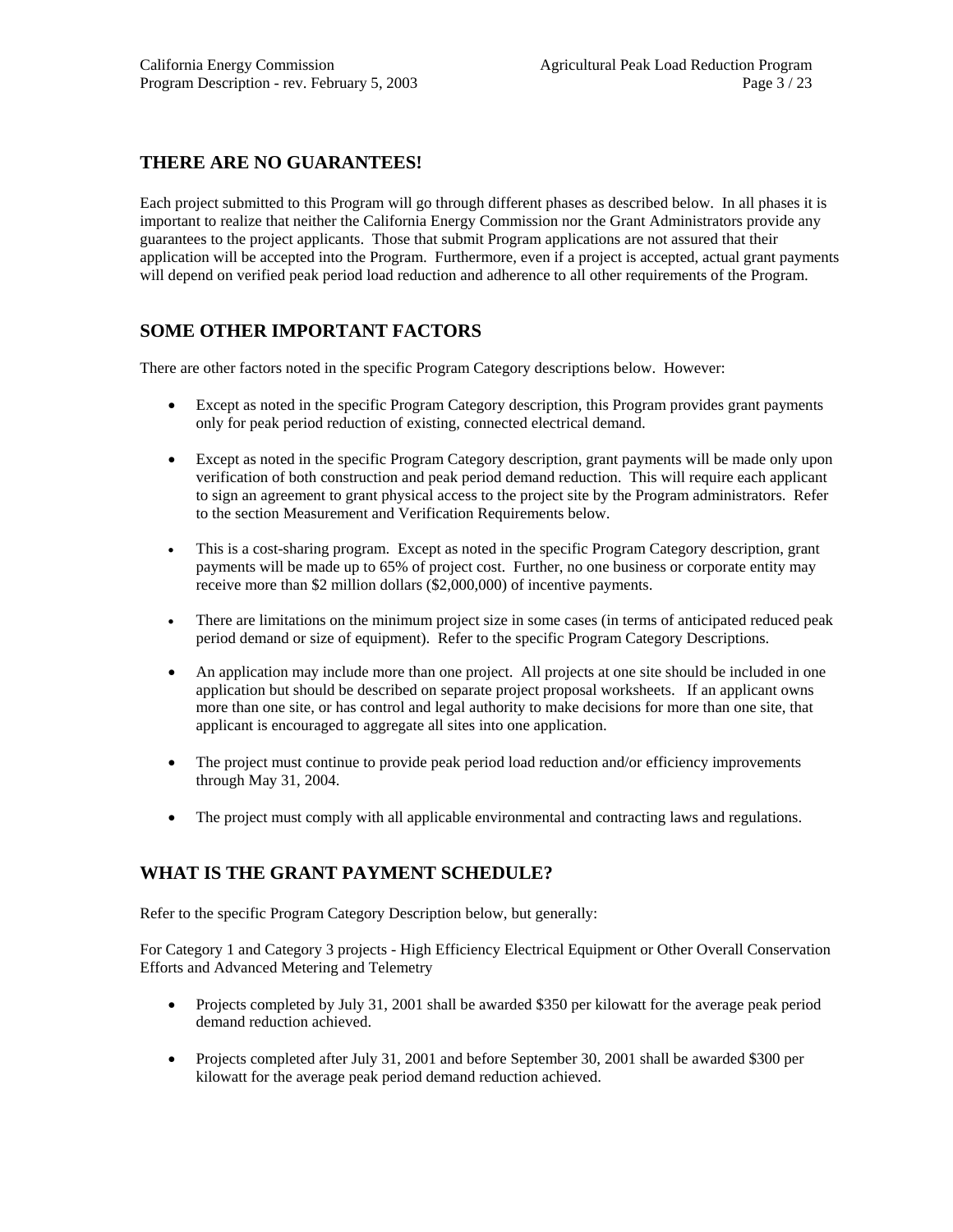## THERE ARE NO GUARANTEES!

Each project submitted to this Program will go through different phases as described below. In all phases it is important to realize that neither the California Energy Commission nor the Grant Administrators provide any guarantees to the project applicants. Those that submit Program applications are not assured that their application will be accepted into the Program. Furthermore, even if a project is accepted, actual grant payments will depend on verified peak period load reduction and adherence to all other requirements of the Program.

## SOME OTHER IMPORTANT FACTORS

There are other factors noted in the specific Program Category descriptions below. However:

- Except as noted in the specific Program Category description, this Program provides grant payments only for peak period reduction of existing, connected electrical demand.
- Except as noted in the specific Program Category description, grant payments will be made only upon verification of both construction and peak period demand reduction. This will require each applicant to sign an agreement to grant physical access to the project site by the Program administrators. Refer to the section Measurement and Verification Requirements below.
- This is a cost-sharing program. Except as noted in the specific Program Category description, grant payments will be made up to 65% of project cost. Further, no one business or corporate entity may receive more than $2 million dollars ($2,000,000) of incentive payments.
- There are limitations on the minimum project size in some cases (in terms of anticipated reduced peak period demand or size of equipment). Refer to the specific Program Category Descriptions.
- An application may include more than one project. All projects at one site should be included in one application but should be described on separate project proposal worksheets. If an applicant owns more than one site, or has control and legal authority to make decisions for more than one site, that applicant is encouraged to aggregate all sites into one application.
- The project must continue to provide peak period load reduction and/or efficiency improvements through May 31, 2004.
- The project must comply with all applicable environmental and contracting laws and regulations.

## WHAT IS THE GRANT PAYMENT SCHEDULE?

Refer to the specific Program Category Description below, but generally:

For Category 1 and Category 3 projects - High Efficiency Electrical Equipment or Other Overall Conservation Efforts and Advanced Metering and Telemetry

- Projects completed by July 31, 2001 shall be awarded $350 per kilowatt for the average peak period demand reduction achieved.
- Projects completed after July 31, 2001 and before September 30, 2001 shall be awarded $300 per kilowatt for the average peak period demand reduction achieved.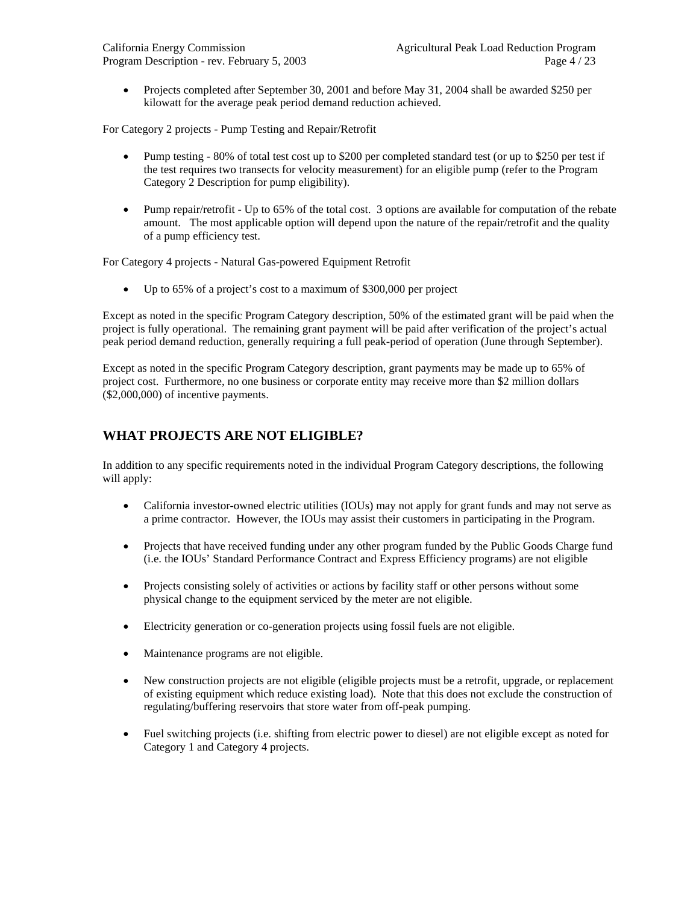- Projects completed after September 30, 2001 and before May 31, 2004 shall be awarded $250 per kilowatt for the average peak period demand reduction achieved.

For Category 2 projects - Pump Testing and Repair/Retrofit

- Pump testing - 80% of total test cost up to $200 per completed standard test (or up to $250 per test if the test requires two transects for velocity measurement) for an eligible pump (refer to the Program Category 2 Description for pump eligibility).

- Pump repair/retrofit - Up to 65% of the total cost. 3 options are available for computation of the rebate amount. The most applicable option will depend upon the nature of the repair/retrofit and the quality of a pump efficiency test.

For Category 4 projects - Natural Gas-powered Equipment Retrofit

- Up to 65% of a project's cost to a maximum of $300,000 per project

Except as noted in the specific Program Category description, 50% of the estimated grant will be paid when the project is fully operational. The remaining grant payment will be paid after verification of the project's actual peak period demand reduction, generally requiring a full peak-period of operation (June through September).

Except as noted in the specific Program Category description, grant payments may be made up to 65% of project cost. Furthermore, no one business or corporate entity may receive more than $2 million dollars ($2,000,000) of incentive payments.

## WHAT PROJECTS ARE NOT ELIGIBLE?

In addition to any specific requirements noted in the individual Program Category descriptions, the following will apply:

- California investor-owned electric utilities (IOUs) may not apply for grant funds and may not serve as a prime contractor. However, the IOUs may assist their customers in participating in the Program.

- Projects that have received funding under any other program funded by the Public Goods Charge fund (i.e. the IOUs' Standard Performance Contract and Express Efficiency programs) are not eligible

- Projects consisting solely of activities or actions by facility staff or other persons without some physical change to the equipment serviced by the meter are not eligible.

- Electricity generation or co-generation projects using fossil fuels are not eligible.

- Maintenance programs are not eligible.

- New construction projects are not eligible (eligible projects must be a retrofit, upgrade, or replacement of existing equipment which reduce existing load). Note that this does not exclude the construction of regulating/buffering reservoirs that store water from off-peak pumping.

- Fuel switching projects (i.e. shifting from electric power to diesel) are not eligible except as noted for Category 1 and Category 4 projects.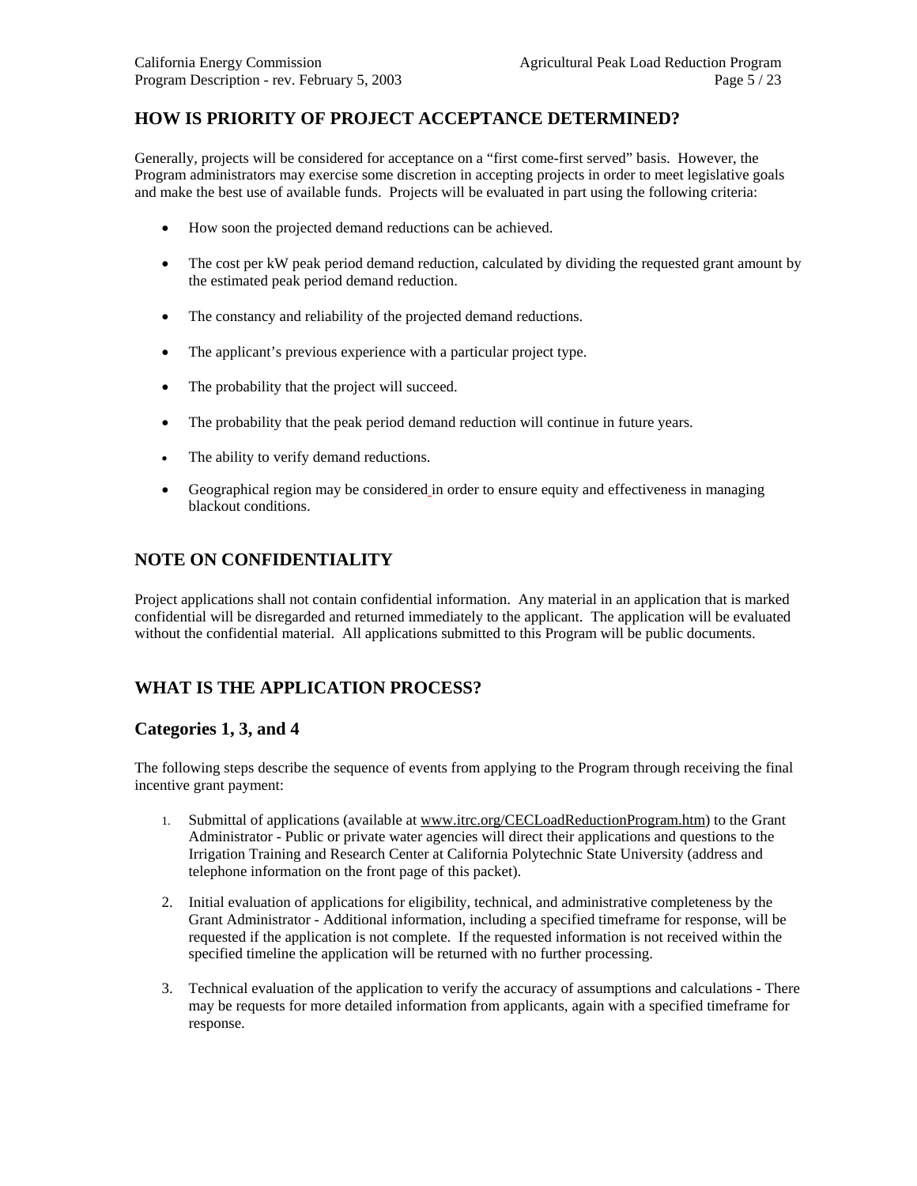## HOW IS PRIORITY OF PROJECT ACCEPTANCE DETERMINED?

Generally, projects will be considered for acceptance on a "first come-first served" basis. However, the Program administrators may exercise some discretion in accepting projects in order to meet legislative goals and make the best use of available funds. Projects will be evaluated in part using the following criteria:

- How soon the projected demand reductions can be achieved.
- The cost per kW peak period demand reduction, calculated by dividing the requested grant amount by the estimated peak period demand reduction.
- The constancy and reliability of the projected demand reductions.
- The applicant's previous experience with a particular project type.
- The probability that the project will succeed.
- The probability that the peak period demand reduction will continue in future years.
- The ability to verify demand reductions.
- Geographical region may be considered in order to ensure equity and effectiveness in managing blackout conditions.

## NOTE ON CONFIDENTIALITY

Project applications shall not contain confidential information. Any material in an application that is marked confidential will be disregarded and returned immediately to the applicant. The application will be evaluated without the confidential material. All applications submitted to this Program will be public documents.

## WHAT IS THE APPLICATION PROCESS?

### Categories 1, 3, and 4

The following steps describe the sequence of events from applying to the Program through receiving the final incentive grant payment:

1. Submittal of applications (available at www.itrc.org/CECLoadReductionProgram.htm) to the Grant Administrator - Public or private water agencies will direct their applications and questions to the Irrigation Training and Research Center at California Polytechnic State University (address and telephone information on the front page of this packet).
2. Initial evaluation of applications for eligibility, technical, and administrative completeness by the Grant Administrator - Additional information, including a specified timeframe for response, will be requested if the application is not complete. If the requested information is not received within the specified timeline the application will be returned with no further processing.
3. Technical evaluation of the application to verify the accuracy of assumptions and calculations - There may be requests for more detailed information from applicants, again with a specified timeframe for response.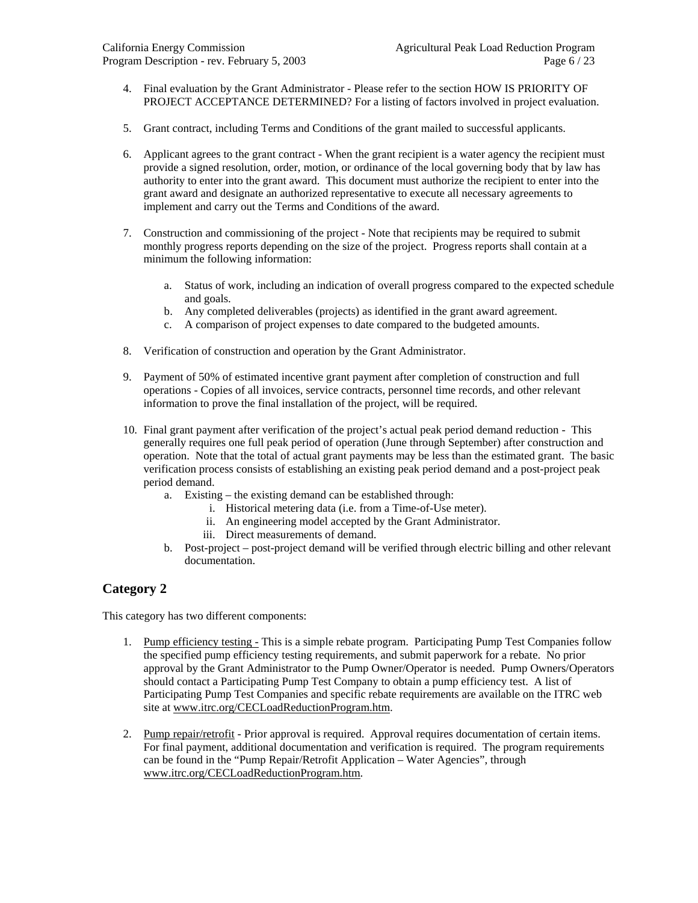4. Final evaluation by the Grant Administrator - Please refer to the section HOW IS PRIORITY OF PROJECT ACCEPTANCE DETERMINED? For a listing of factors involved in project evaluation.

5. Grant contract, including Terms and Conditions of the grant mailed to successful applicants.

6. Applicant agrees to the grant contract - When the grant recipient is a water agency the recipient must provide a signed resolution, order, motion, or ordinance of the local governing body that by law has authority to enter into the grant award. This document must authorize the recipient to enter into the grant award and designate an authorized representative to execute all necessary agreements to implement and carry out the Terms and Conditions of the award.

7. Construction and commissioning of the project - Note that recipients may be required to submit monthly progress reports depending on the size of the project. Progress reports shall contain at a minimum the following information:

   a. Status of work, including an indication of overall progress compared to the expected schedule and goals.
   b. Any completed deliverables (projects) as identified in the grant award agreement.
   c. A comparison of project expenses to date compared to the budgeted amounts.

8. Verification of construction and operation by the Grant Administrator.

9. Payment of 50% of estimated incentive grant payment after completion of construction and full operations - Copies of all invoices, service contracts, personnel time records, and other relevant information to prove the final installation of the project, will be required.

10. Final grant payment after verification of the project's actual peak period demand reduction - This generally requires one full peak period of operation (June through September) after construction and operation. Note that the total of actual grant payments may be less than the estimated grant. The basic verification process consists of establishing an existing peak period demand and a post-project peak period demand.
    a. Existing – the existing demand can be established through:
       i. Historical metering data (i.e. from a Time-of-Use meter).
       ii. An engineering model accepted by the Grant Administrator.
       iii. Direct measurements of demand.
    b. Post-project – post-project demand will be verified through electric billing and other relevant documentation.

## Category 2

This category has two different components:

1. Pump efficiency testing - This is a simple rebate program. Participating Pump Test Companies follow the specified pump efficiency testing requirements, and submit paperwork for a rebate. No prior approval by the Grant Administrator to the Pump Owner/Operator is needed. Pump Owners/Operators should contact a Participating Pump Test Company to obtain a pump efficiency test. A list of Participating Pump Test Companies and specific rebate requirements are available on the ITRC web site at www.itrc.org/CECLoadReductionProgram.htm.

2. Pump repair/retrofit - Prior approval is required. Approval requires documentation of certain items. For final payment, additional documentation and verification is required. The program requirements can be found in the "Pump Repair/Retrofit Application – Water Agencies", through www.itrc.org/CECLoadReductionProgram.htm.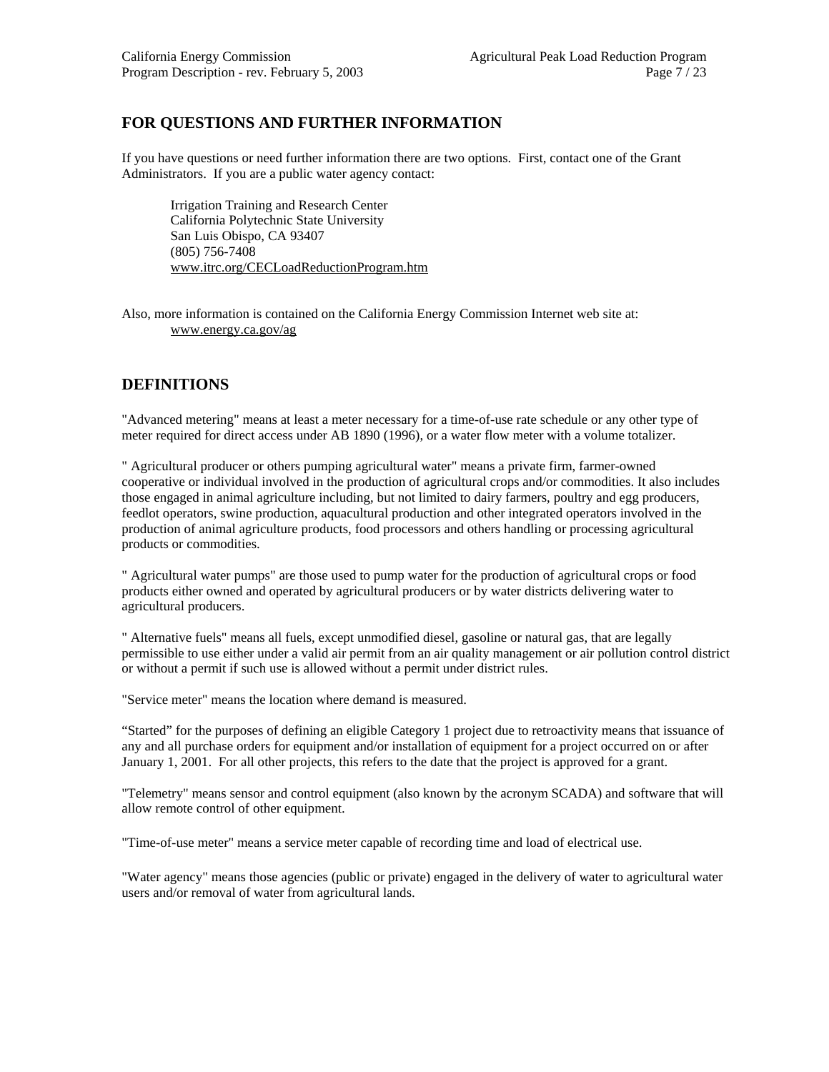## FOR QUESTIONS AND FURTHER INFORMATION

If you have questions or need further information there are two options. First, contact one of the Grant Administrators. If you are a public water agency contact:

> Irrigation Training and Research Center
> California Polytechnic State University
> San Luis Obispo, CA 93407
> (805) 756-7408
> www.itrc.org/CECLoadReductionProgram.htm

Also, more information is contained on the California Energy Commission Internet web site at:
> www.energy.ca.gov/ag

## DEFINITIONS

"Advanced metering" means at least a meter necessary for a time-of-use rate schedule or any other type of meter required for direct access under AB 1890 (1996), or a water flow meter with a volume totalizer.

" Agricultural producer or others pumping agricultural water" means a private firm, farmer-owned cooperative or individual involved in the production of agricultural crops and/or commodities. It also includes those engaged in animal agriculture including, but not limited to dairy farmers, poultry and egg producers, feedlot operators, swine production, aquacultural production and other integrated operators involved in the production of animal agriculture products, food processors and others handling or processing agricultural products or commodities.

" Agricultural water pumps" are those used to pump water for the production of agricultural crops or food products either owned and operated by agricultural producers or by water districts delivering water to agricultural producers.

" Alternative fuels" means all fuels, except unmodified diesel, gasoline or natural gas, that are legally permissible to use either under a valid air permit from an air quality management or air pollution control district or without a permit if such use is allowed without a permit under district rules.

"Service meter" means the location where demand is measured.

“Started” for the purposes of defining an eligible Category 1 project due to retroactivity means that issuance of any and all purchase orders for equipment and/or installation of equipment for a project occurred on or after January 1, 2001. For all other projects, this refers to the date that the project is approved for a grant.

"Telemetry" means sensor and control equipment (also known by the acronym SCADA) and software that will allow remote control of other equipment.

"Time-of-use meter" means a service meter capable of recording time and load of electrical use.

"Water agency" means those agencies (public or private) engaged in the delivery of water to agricultural water users and/or removal of water from agricultural lands.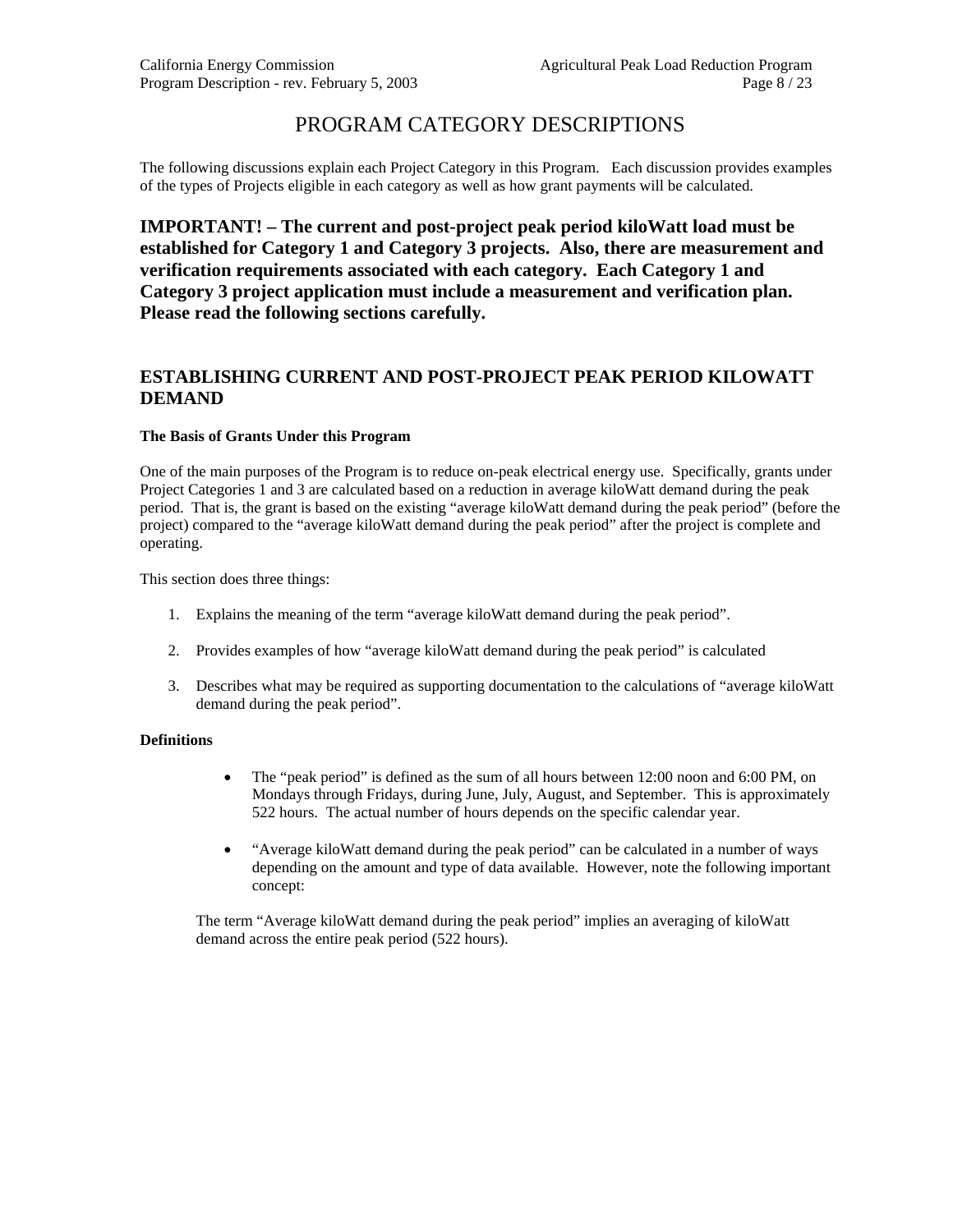# PROGRAM CATEGORY DESCRIPTIONS

The following discussions explain each Project Category in this Program. Each discussion provides examples of the types of Projects eligible in each category as well as how grant payments will be calculated.

**IMPORTANT! – The current and post-project peak period kiloWatt load must be established for Category 1 and Category 3 projects. Also, there are measurement and verification requirements associated with each category. Each Category 1 and Category 3 project application must include a measurement and verification plan. Please read the following sections carefully.**

## ESTABLISHING CURRENT AND POST-PROJECT PEAK PERIOD KILOWATT DEMAND

**The Basis of Grants Under this Program**

One of the main purposes of the Program is to reduce on-peak electrical energy use. Specifically, grants under Project Categories 1 and 3 are calculated based on a reduction in average kiloWatt demand during the peak period. That is, the grant is based on the existing "average kiloWatt demand during the peak period" (before the project) compared to the "average kiloWatt demand during the peak period" after the project is complete and operating.

This section does three things:

1. Explains the meaning of the term "average kiloWatt demand during the peak period".
2. Provides examples of how "average kiloWatt demand during the peak period" is calculated
3. Describes what may be required as supporting documentation to the calculations of "average kiloWatt demand during the peak period".

**Definitions**

- The "peak period" is defined as the sum of all hours between 12:00 noon and 6:00 PM, on Mondays through Fridays, during June, July, August, and September. This is approximately 522 hours. The actual number of hours depends on the specific calendar year.
- "Average kiloWatt demand during the peak period" can be calculated in a number of ways depending on the amount and type of data available. However, note the following important concept:

The term "Average kiloWatt demand during the peak period" implies an averaging of kiloWatt demand across the entire peak period (522 hours).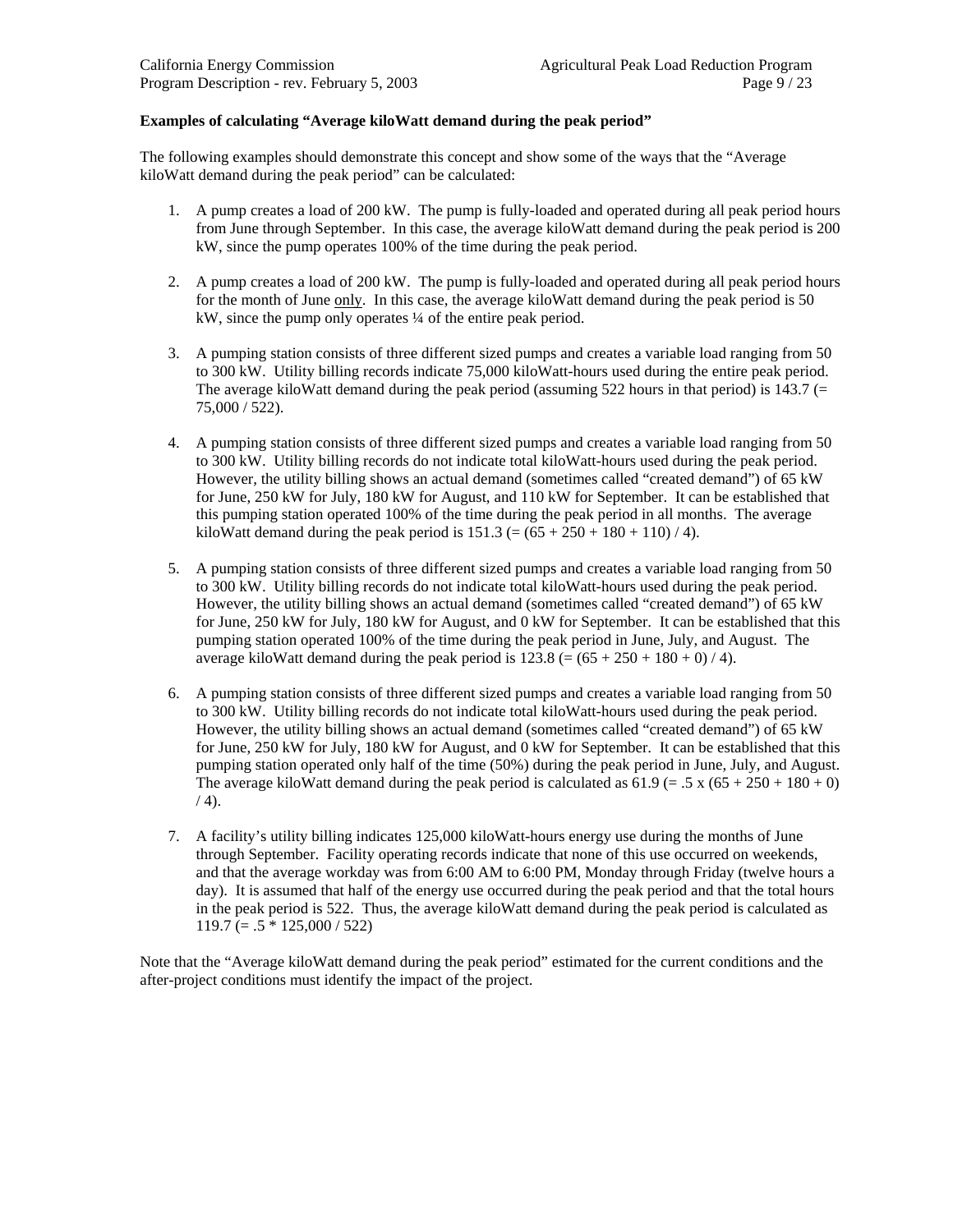**Examples of calculating "Average kiloWatt demand during the peak period"**

The following examples should demonstrate this concept and show some of the ways that the "Average kiloWatt demand during the peak period" can be calculated:

1. A pump creates a load of 200 kW. The pump is fully-loaded and operated during all peak period hours from June through September. In this case, the average kiloWatt demand during the peak period is 200 kW, since the pump operates 100% of the time during the peak period.

2. A pump creates a load of 200 kW. The pump is fully-loaded and operated during all peak period hours for the month of June <u>only</u>. In this case, the average kiloWatt demand during the peak period is 50 kW, since the pump only operates ¼ of the entire peak period.

3. A pumping station consists of three different sized pumps and creates a variable load ranging from 50 to 300 kW. Utility billing records indicate 75,000 kiloWatt-hours used during the entire peak period. The average kiloWatt demand during the peak period (assuming 522 hours in that period) is 143.7 (= 75,000 / 522).

4. A pumping station consists of three different sized pumps and creates a variable load ranging from 50 to 300 kW. Utility billing records do not indicate total kiloWatt-hours used during the peak period. However, the utility billing shows an actual demand (sometimes called "created demand") of 65 kW for June, 250 kW for July, 180 kW for August, and 110 kW for September. It can be established that this pumping station operated 100% of the time during the peak period in all months. The average kiloWatt demand during the peak period is 151.3 (= (65 + 250 + 180 + 110) / 4).

5. A pumping station consists of three different sized pumps and creates a variable load ranging from 50 to 300 kW. Utility billing records do not indicate total kiloWatt-hours used during the peak period. However, the utility billing shows an actual demand (sometimes called "created demand") of 65 kW for June, 250 kW for July, 180 kW for August, and 0 kW for September. It can be established that this pumping station operated 100% of the time during the peak period in June, July, and August. The average kiloWatt demand during the peak period is 123.8 (= (65 + 250 + 180 + 0) / 4).

6. A pumping station consists of three different sized pumps and creates a variable load ranging from 50 to 300 kW. Utility billing records do not indicate total kiloWatt-hours used during the peak period. However, the utility billing shows an actual demand (sometimes called "created demand") of 65 kW for June, 250 kW for July, 180 kW for August, and 0 kW for September. It can be established that this pumping station operated only half of the time (50%) during the peak period in June, July, and August. The average kiloWatt demand during the peak period is calculated as 61.9 (= .5 x (65 + 250 + 180 + 0) / 4).

7. A facility's utility billing indicates 125,000 kiloWatt-hours energy use during the months of June through September. Facility operating records indicate that none of this use occurred on weekends, and that the average workday was from 6:00 AM to 6:00 PM, Monday through Friday (twelve hours a day). It is assumed that half of the energy use occurred during the peak period and that the total hours in the peak period is 522. Thus, the average kiloWatt demand during the peak period is calculated as 119.7 (= .5 * 125,000 / 522)

Note that the "Average kiloWatt demand during the peak period" estimated for the current conditions and the after-project conditions must identify the impact of the project.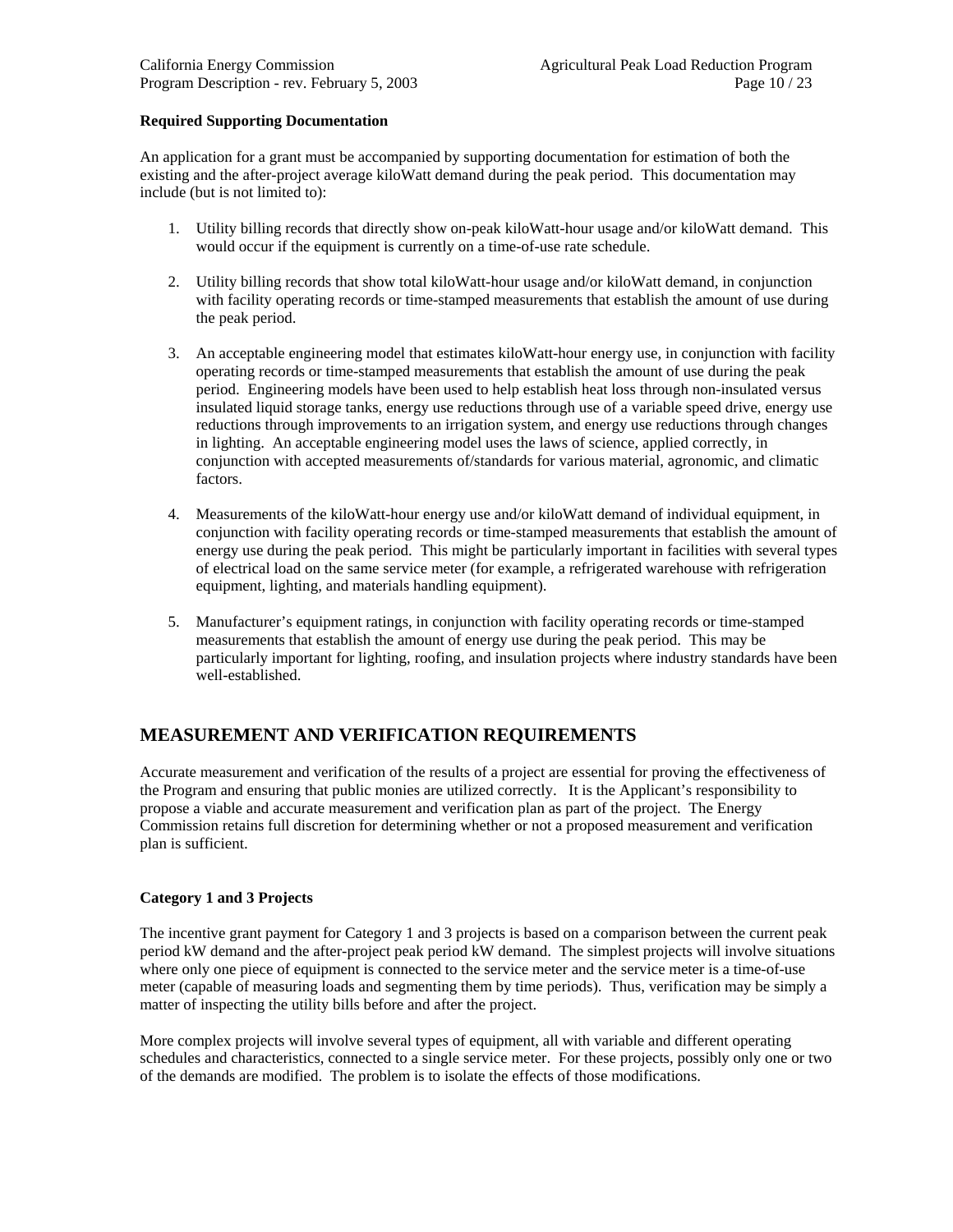**Required Supporting Documentation**

An application for a grant must be accompanied by supporting documentation for estimation of both the existing and the after-project average kiloWatt demand during the peak period. This documentation may include (but is not limited to):

1. Utility billing records that directly show on-peak kiloWatt-hour usage and/or kiloWatt demand. This would occur if the equipment is currently on a time-of-use rate schedule.

2. Utility billing records that show total kiloWatt-hour usage and/or kiloWatt demand, in conjunction with facility operating records or time-stamped measurements that establish the amount of use during the peak period.

3. An acceptable engineering model that estimates kiloWatt-hour energy use, in conjunction with facility operating records or time-stamped measurements that establish the amount of use during the peak period. Engineering models have been used to help establish heat loss through non-insulated versus insulated liquid storage tanks, energy use reductions through use of a variable speed drive, energy use reductions through improvements to an irrigation system, and energy use reductions through changes in lighting. An acceptable engineering model uses the laws of science, applied correctly, in conjunction with accepted measurements of/standards for various material, agronomic, and climatic factors.

4. Measurements of the kiloWatt-hour energy use and/or kiloWatt demand of individual equipment, in conjunction with facility operating records or time-stamped measurements that establish the amount of energy use during the peak period. This might be particularly important in facilities with several types of electrical load on the same service meter (for example, a refrigerated warehouse with refrigeration equipment, lighting, and materials handling equipment).

5. Manufacturer's equipment ratings, in conjunction with facility operating records or time-stamped measurements that establish the amount of energy use during the peak period. This may be particularly important for lighting, roofing, and insulation projects where industry standards have been well-established.

## MEASUREMENT AND VERIFICATION REQUIREMENTS

Accurate measurement and verification of the results of a project are essential for proving the effectiveness of the Program and ensuring that public monies are utilized correctly. It is the Applicant's responsibility to propose a viable and accurate measurement and verification plan as part of the project. The Energy Commission retains full discretion for determining whether or not a proposed measurement and verification plan is sufficient.

**Category 1 and 3 Projects**

The incentive grant payment for Category 1 and 3 projects is based on a comparison between the current peak period kW demand and the after-project peak period kW demand. The simplest projects will involve situations where only one piece of equipment is connected to the service meter and the service meter is a time-of-use meter (capable of measuring loads and segmenting them by time periods). Thus, verification may be simply a matter of inspecting the utility bills before and after the project.

More complex projects will involve several types of equipment, all with variable and different operating schedules and characteristics, connected to a single service meter. For these projects, possibly only one or two of the demands are modified. The problem is to isolate the effects of those modifications.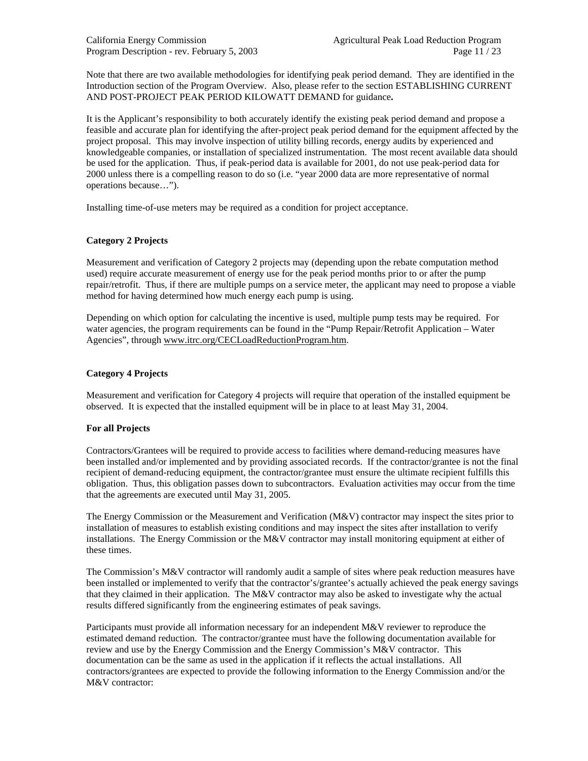Note that there are two available methodologies for identifying peak period demand. They are identified in the Introduction section of the Program Overview. Also, please refer to the section ESTABLISHING CURRENT AND POST-PROJECT PEAK PERIOD KILOWATT DEMAND for guidance**.**

It is the Applicant's responsibility to both accurately identify the existing peak period demand and propose a feasible and accurate plan for identifying the after-project peak period demand for the equipment affected by the project proposal. This may involve inspection of utility billing records, energy audits by experienced and knowledgeable companies, or installation of specialized instrumentation. The most recent available data should be used for the application. Thus, if peak-period data is available for 2001, do not use peak-period data for 2000 unless there is a compelling reason to do so (i.e. "year 2000 data are more representative of normal operations because…").

Installing time-of-use meters may be required as a condition for project acceptance.

**Category 2 Projects**

Measurement and verification of Category 2 projects may (depending upon the rebate computation method used) require accurate measurement of energy use for the peak period months prior to or after the pump repair/retrofit. Thus, if there are multiple pumps on a service meter, the applicant may need to propose a viable method for having determined how much energy each pump is using.

Depending on which option for calculating the incentive is used, multiple pump tests may be required. For water agencies, the program requirements can be found in the "Pump Repair/Retrofit Application – Water Agencies", through www.itrc.org/CECLoadReductionProgram.htm.

**Category 4 Projects**

Measurement and verification for Category 4 projects will require that operation of the installed equipment be observed. It is expected that the installed equipment will be in place to at least May 31, 2004.

**For all Projects**

Contractors/Grantees will be required to provide access to facilities where demand-reducing measures have been installed and/or implemented and by providing associated records. If the contractor/grantee is not the final recipient of demand-reducing equipment, the contractor/grantee must ensure the ultimate recipient fulfills this obligation. Thus, this obligation passes down to subcontractors. Evaluation activities may occur from the time that the agreements are executed until May 31, 2005.

The Energy Commission or the Measurement and Verification (M&V) contractor may inspect the sites prior to installation of measures to establish existing conditions and may inspect the sites after installation to verify installations. The Energy Commission or the M&V contractor may install monitoring equipment at either of these times.

The Commission's M&V contractor will randomly audit a sample of sites where peak reduction measures have been installed or implemented to verify that the contractor's/grantee's actually achieved the peak energy savings that they claimed in their application. The M&V contractor may also be asked to investigate why the actual results differed significantly from the engineering estimates of peak savings.

Participants must provide all information necessary for an independent M&V reviewer to reproduce the estimated demand reduction. The contractor/grantee must have the following documentation available for review and use by the Energy Commission and the Energy Commission's M&V contractor. This documentation can be the same as used in the application if it reflects the actual installations. All contractors/grantees are expected to provide the following information to the Energy Commission and/or the M&V contractor: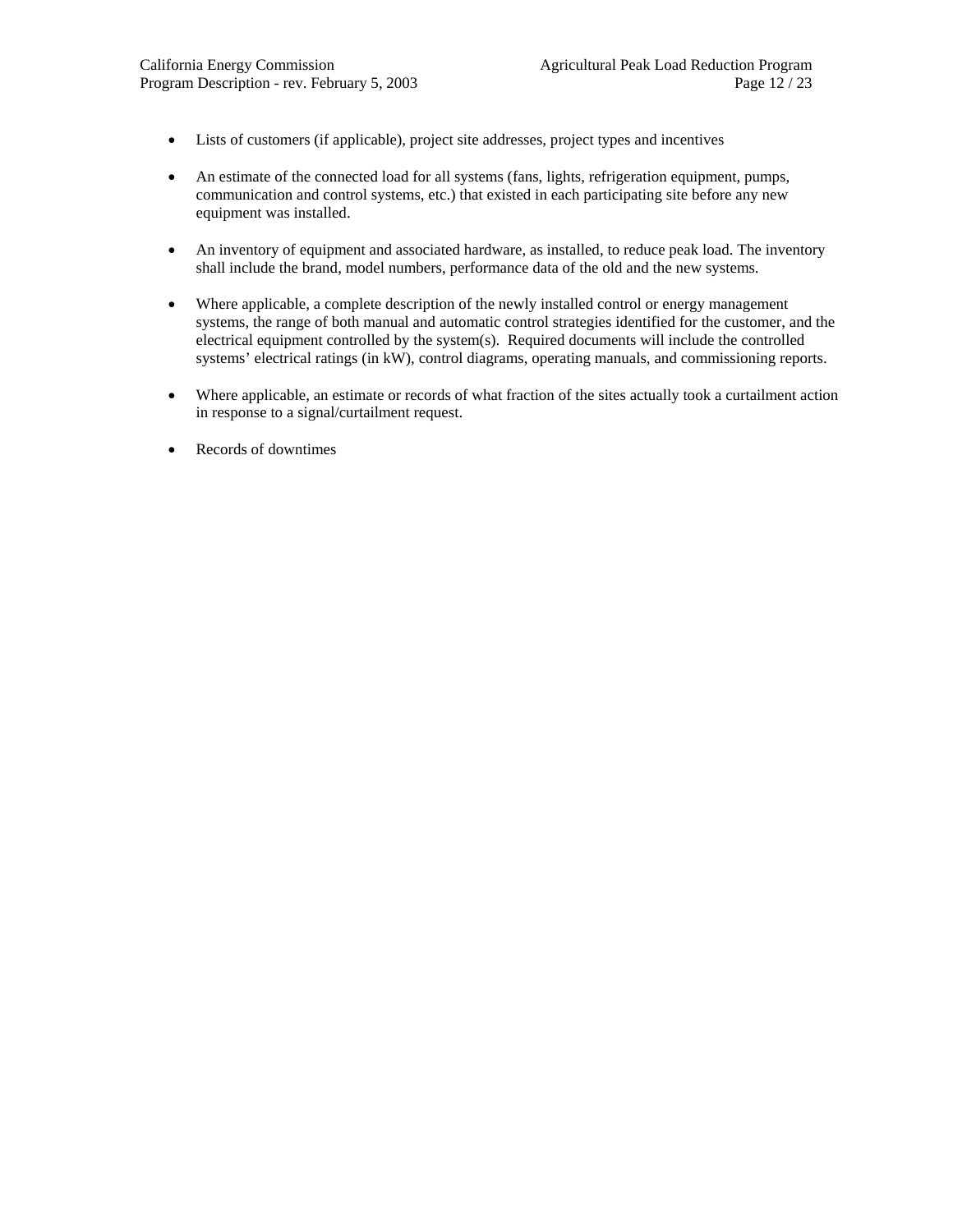- Lists of customers (if applicable), project site addresses, project types and incentives

- An estimate of the connected load for all systems (fans, lights, refrigeration equipment, pumps, communication and control systems, etc.) that existed in each participating site before any new equipment was installed.

- An inventory of equipment and associated hardware, as installed, to reduce peak load. The inventory shall include the brand, model numbers, performance data of the old and the new systems.

- Where applicable, a complete description of the newly installed control or energy management systems, the range of both manual and automatic control strategies identified for the customer, and the electrical equipment controlled by the system(s). Required documents will include the controlled systems' electrical ratings (in kW), control diagrams, operating manuals, and commissioning reports.

- Where applicable, an estimate or records of what fraction of the sites actually took a curtailment action in response to a signal/curtailment request.

- Records of downtimes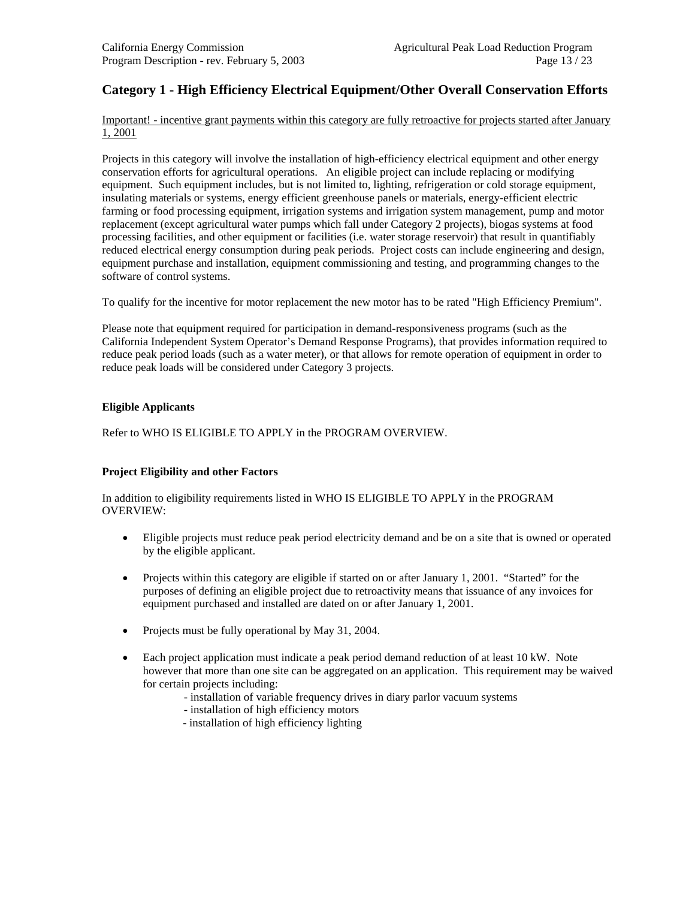## Category 1 - High Efficiency Electrical Equipment/Other Overall Conservation Efforts

<u>Important! - incentive grant payments within this category are fully retroactive for projects started after January 1, 2001</u>

Projects in this category will involve the installation of high-efficiency electrical equipment and other energy conservation efforts for agricultural operations. An eligible project can include replacing or modifying equipment. Such equipment includes, but is not limited to, lighting, refrigeration or cold storage equipment, insulating materials or systems, energy efficient greenhouse panels or materials, energy-efficient electric farming or food processing equipment, irrigation systems and irrigation system management, pump and motor replacement (except agricultural water pumps which fall under Category 2 projects), biogas systems at food processing facilities, and other equipment or facilities (i.e. water storage reservoir) that result in quantifiably reduced electrical energy consumption during peak periods. Project costs can include engineering and design, equipment purchase and installation, equipment commissioning and testing, and programming changes to the software of control systems.

To qualify for the incentive for motor replacement the new motor has to be rated "High Efficiency Premium".

Please note that equipment required for participation in demand-responsiveness programs (such as the California Independent System Operator's Demand Response Programs), that provides information required to reduce peak period loads (such as a water meter), or that allows for remote operation of equipment in order to reduce peak loads will be considered under Category 3 projects.

**Eligible Applicants**

Refer to WHO IS ELIGIBLE TO APPLY in the PROGRAM OVERVIEW.

**Project Eligibility and other Factors**

In addition to eligibility requirements listed in WHO IS ELIGIBLE TO APPLY in the PROGRAM OVERVIEW:

- Eligible projects must reduce peak period electricity demand and be on a site that is owned or operated by the eligible applicant.
- Projects within this category are eligible if started on or after January 1, 2001. "Started" for the purposes of defining an eligible project due to retroactivity means that issuance of any invoices for equipment purchased and installed are dated on or after January 1, 2001.
- Projects must be fully operational by May 31, 2004.
- Each project application must indicate a peak period demand reduction of at least 10 kW. Note however that more than one site can be aggregated on an application. This requirement may be waived for certain projects including:
    - installation of variable frequency drives in diary parlor vacuum systems
    - installation of high efficiency motors
    - installation of high efficiency lighting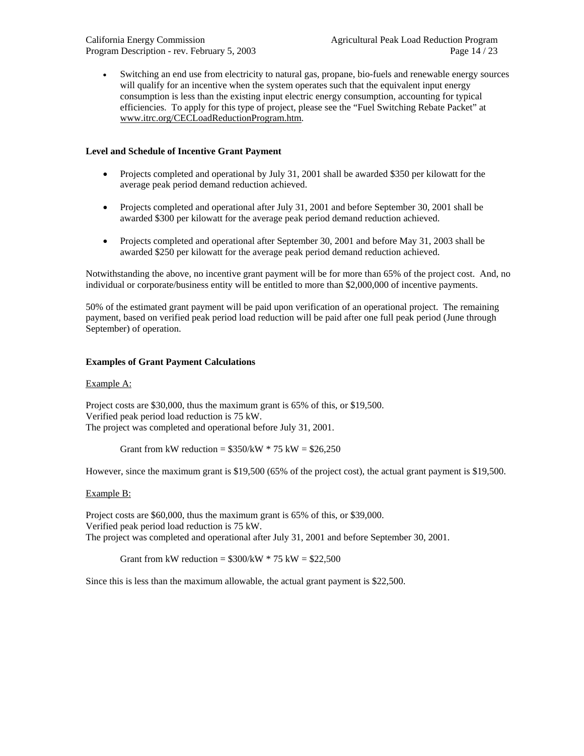- Switching an end use from electricity to natural gas, propane, bio-fuels and renewable energy sources will qualify for an incentive when the system operates such that the equivalent input energy consumption is less than the existing input electric energy consumption, accounting for typical efficiencies. To apply for this type of project, please see the "Fuel Switching Rebate Packet" at www.itrc.org/CECLoadReductionProgram.htm.

**Level and Schedule of Incentive Grant Payment**

- Projects completed and operational by July 31, 2001 shall be awarded $350 per kilowatt for the average peak period demand reduction achieved.
- Projects completed and operational after July 31, 2001 and before September 30, 2001 shall be awarded $300 per kilowatt for the average peak period demand reduction achieved.
- Projects completed and operational after September 30, 2001 and before May 31, 2003 shall be awarded $250 per kilowatt for the average peak period demand reduction achieved.

Notwithstanding the above, no incentive grant payment will be for more than 65% of the project cost. And, no individual or corporate/business entity will be entitled to more than $2,000,000 of incentive payments.

50% of the estimated grant payment will be paid upon verification of an operational project. The remaining payment, based on verified peak period load reduction will be paid after one full peak period (June through September) of operation.

**Examples of Grant Payment Calculations**

Example A:

Project costs are $30,000, thus the maximum grant is 65% of this, or $19,500.
Verified peak period load reduction is 75 kW.
The project was completed and operational before July 31, 2001.

Grant from kW reduction = $350/kW * 75 kW = $26,250

However, since the maximum grant is $19,500 (65% of the project cost), the actual grant payment is $19,500.

Example B:

Project costs are $60,000, thus the maximum grant is 65% of this, or $39,000.
Verified peak period load reduction is 75 kW.
The project was completed and operational after July 31, 2001 and before September 30, 2001.

Grant from kW reduction = $300/kW * 75 kW = $22,500

Since this is less than the maximum allowable, the actual grant payment is $22,500.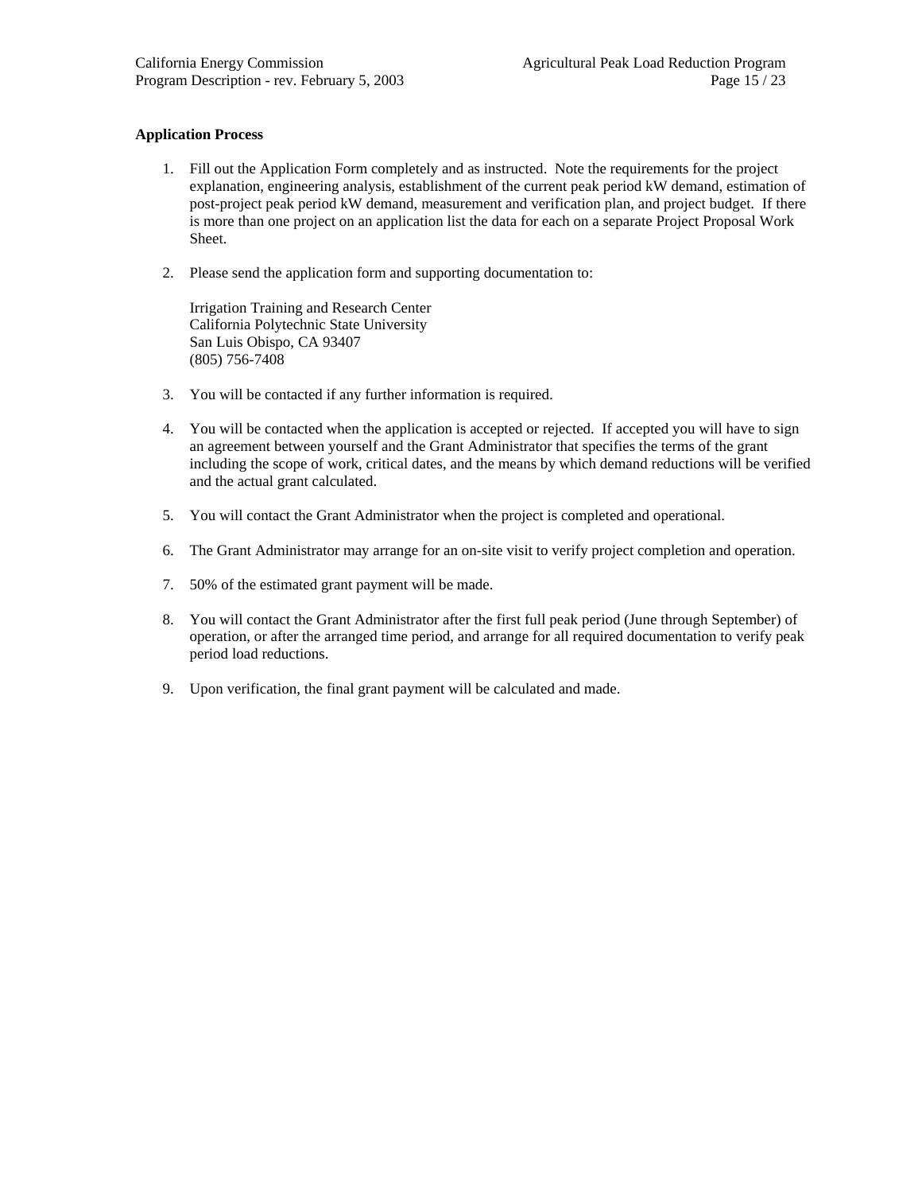**Application Process**

1. Fill out the Application Form completely and as instructed. Note the requirements for the project explanation, engineering analysis, establishment of the current peak period kW demand, estimation of post-project peak period kW demand, measurement and verification plan, and project budget. If there is more than one project on an application list the data for each on a separate Project Proposal Work Sheet.

2. Please send the application form and supporting documentation to:

   Irrigation Training and Research Center
   California Polytechnic State University
   San Luis Obispo, CA 93407
   (805) 756-7408

3. You will be contacted if any further information is required.

4. You will be contacted when the application is accepted or rejected. If accepted you will have to sign an agreement between yourself and the Grant Administrator that specifies the terms of the grant including the scope of work, critical dates, and the means by which demand reductions will be verified and the actual grant calculated.

5. You will contact the Grant Administrator when the project is completed and operational.

6. The Grant Administrator may arrange for an on-site visit to verify project completion and operation.

7. 50% of the estimated grant payment will be made.

8. You will contact the Grant Administrator after the first full peak period (June through September) of operation, or after the arranged time period, and arrange for all required documentation to verify peak period load reductions.

9. Upon verification, the final grant payment will be calculated and made.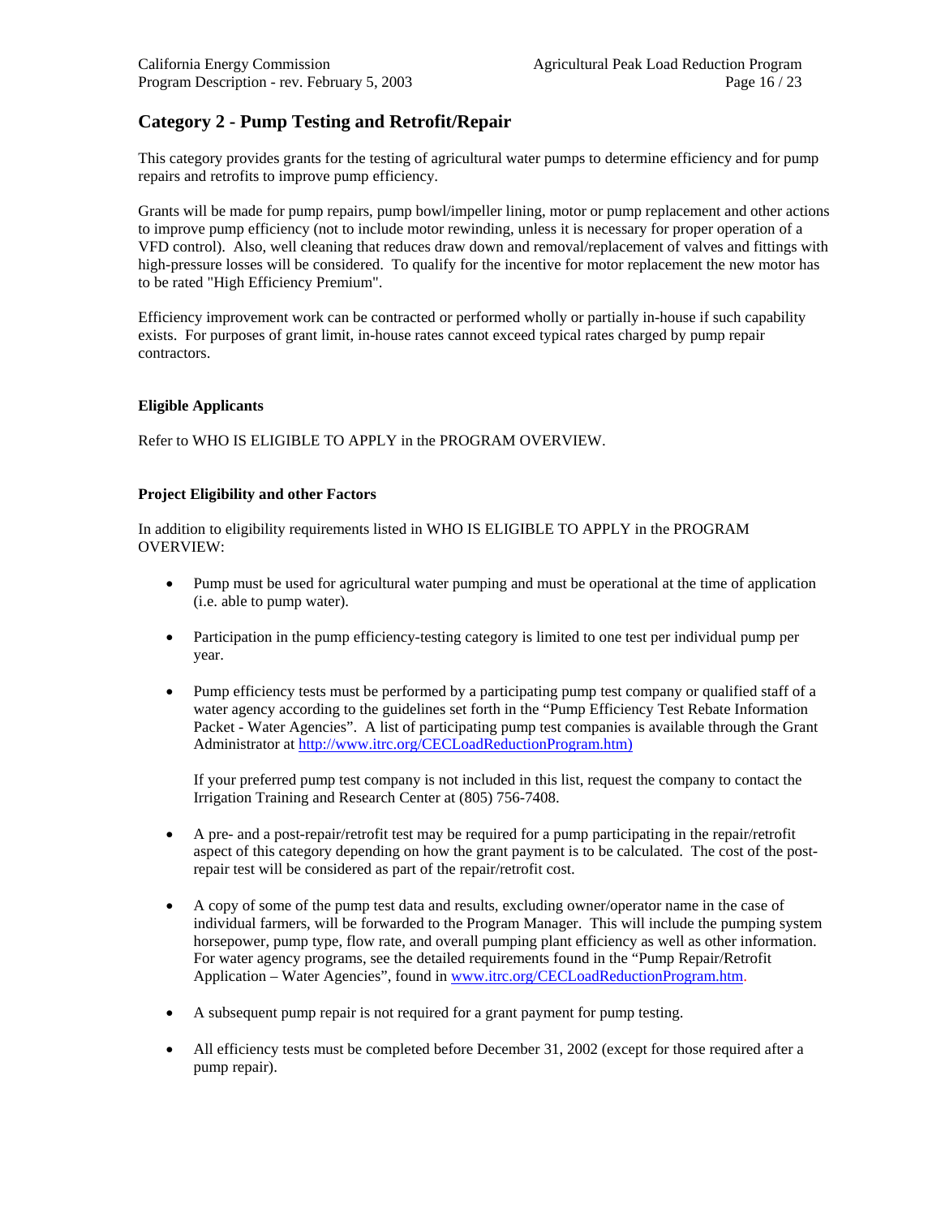## Category 2 - Pump Testing and Retrofit/Repair

This category provides grants for the testing of agricultural water pumps to determine efficiency and for pump repairs and retrofits to improve pump efficiency.

Grants will be made for pump repairs, pump bowl/impeller lining, motor or pump replacement and other actions to improve pump efficiency (not to include motor rewinding, unless it is necessary for proper operation of a VFD control). Also, well cleaning that reduces draw down and removal/replacement of valves and fittings with high-pressure losses will be considered. To qualify for the incentive for motor replacement the new motor has to be rated "High Efficiency Premium".

Efficiency improvement work can be contracted or performed wholly or partially in-house if such capability exists. For purposes of grant limit, in-house rates cannot exceed typical rates charged by pump repair contractors.

### Eligible Applicants

Refer to WHO IS ELIGIBLE TO APPLY in the PROGRAM OVERVIEW.

### Project Eligibility and other Factors

In addition to eligibility requirements listed in WHO IS ELIGIBLE TO APPLY in the PROGRAM OVERVIEW:

- Pump must be used for agricultural water pumping and must be operational at the time of application (i.e. able to pump water).

- Participation in the pump efficiency-testing category is limited to one test per individual pump per year.

- Pump efficiency tests must be performed by a participating pump test company or qualified staff of a water agency according to the guidelines set forth in the "Pump Efficiency Test Rebate Information Packet - Water Agencies". A list of participating pump test companies is available through the Grant Administrator at http://www.itrc.org/CECLoadReductionProgram.htm)

  If your preferred pump test company is not included in this list, request the company to contact the Irrigation Training and Research Center at (805) 756-7408.

- A pre- and a post-repair/retrofit test may be required for a pump participating in the repair/retrofit aspect of this category depending on how the grant payment is to be calculated. The cost of the post-repair test will be considered as part of the repair/retrofit cost.

- A copy of some of the pump test data and results, excluding owner/operator name in the case of individual farmers, will be forwarded to the Program Manager. This will include the pumping system horsepower, pump type, flow rate, and overall pumping plant efficiency as well as other information. For water agency programs, see the detailed requirements found in the "Pump Repair/Retrofit Application – Water Agencies", found in www.itrc.org/CECLoadReductionProgram.htm.

- A subsequent pump repair is not required for a grant payment for pump testing.

- All efficiency tests must be completed before December 31, 2002 (except for those required after a pump repair).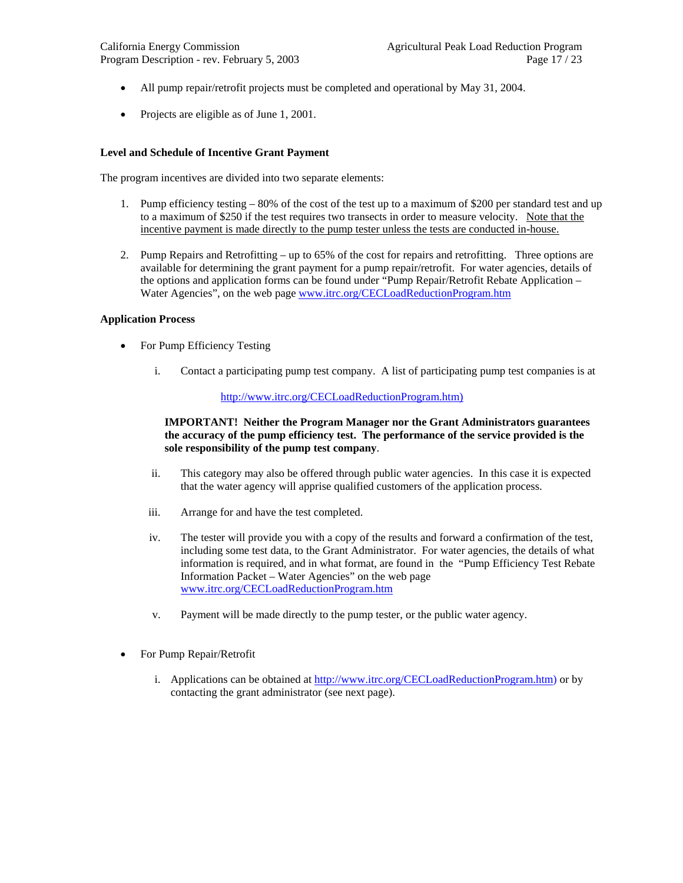- All pump repair/retrofit projects must be completed and operational by May 31, 2004.

- Projects are eligible as of June 1, 2001.

**Level and Schedule of Incentive Grant Payment**

The program incentives are divided into two separate elements:

1. Pump efficiency testing – 80% of the cost of the test up to a maximum of $200 per standard test and up to a maximum of $250 if the test requires two transects in order to measure velocity. <u>Note that the incentive payment is made directly to the pump tester unless the tests are conducted in-house.</u>

2. Pump Repairs and Retrofitting – up to 65% of the cost for repairs and retrofitting. Three options are available for determining the grant payment for a pump repair/retrofit. For water agencies, details of the options and application forms can be found under "Pump Repair/Retrofit Rebate Application – Water Agencies", on the web page www.itrc.org/CECLoadReductionProgram.htm

**Application Process**

- For Pump Efficiency Testing

  i. Contact a participating pump test company. A list of participating pump test companies is at

     http://www.itrc.org/CECLoadReductionProgram.htm)

     **IMPORTANT! Neither the Program Manager nor the Grant Administrators guarantees the accuracy of the pump efficiency test. The performance of the service provided is the sole responsibility of the pump test company**.

  ii. This category may also be offered through public water agencies. In this case it is expected that the water agency will apprise qualified customers of the application process.

  iii. Arrange for and have the test completed.

  iv. The tester will provide you with a copy of the results and forward a confirmation of the test, including some test data, to the Grant Administrator. For water agencies, the details of what information is required, and in what format, are found in the "Pump Efficiency Test Rebate Information Packet – Water Agencies" on the web page www.itrc.org/CECLoadReductionProgram.htm

  v. Payment will be made directly to the pump tester, or the public water agency.

- For Pump Repair/Retrofit

  i. Applications can be obtained at http://www.itrc.org/CECLoadReductionProgram.htm) or by contacting the grant administrator (see next page).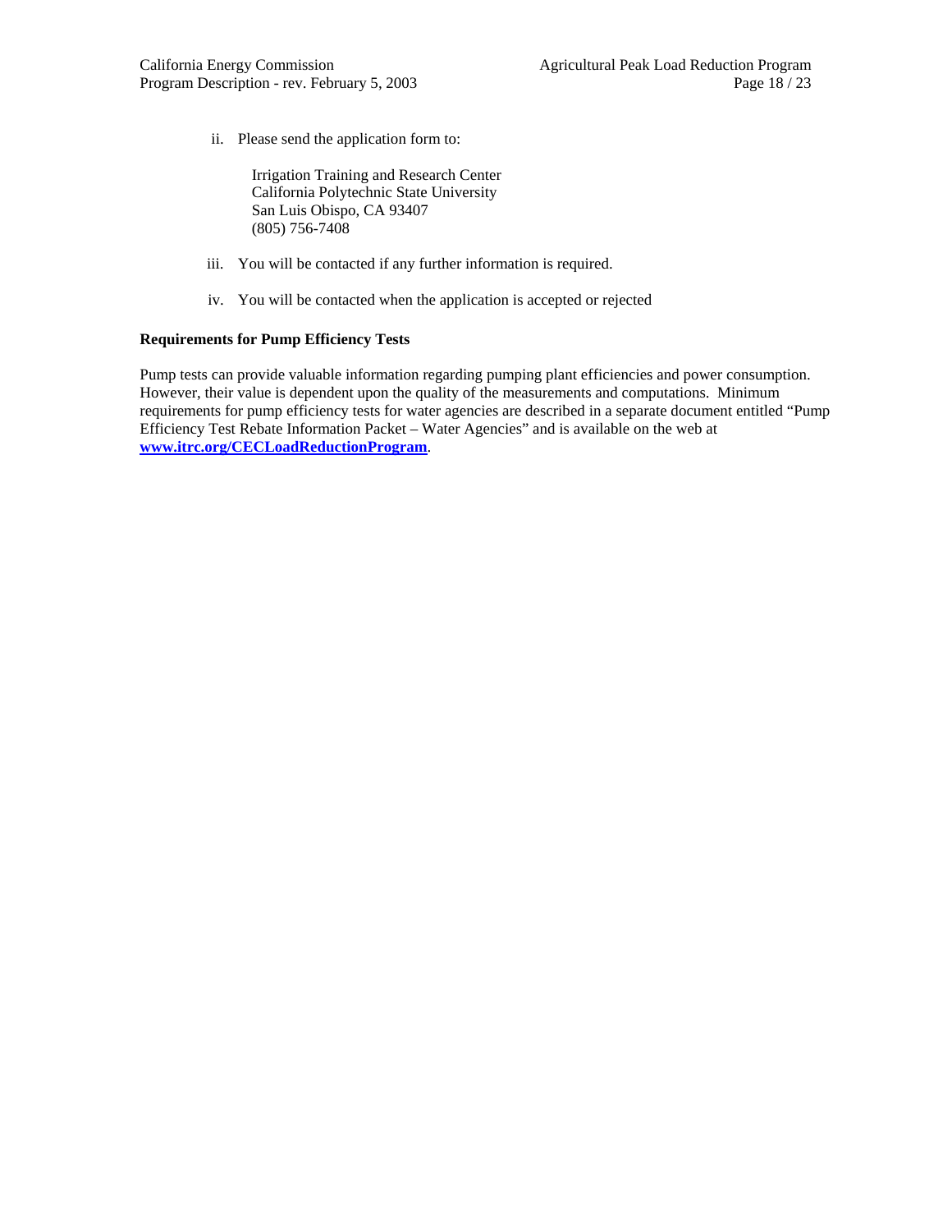ii. Please send the application form to:

    Irrigation Training and Research Center
    California Polytechnic State University
    San Luis Obispo, CA 93407
    (805) 756-7408

iii. You will be contacted if any further information is required.

iv. You will be contacted when the application is accepted or rejected

**Requirements for Pump Efficiency Tests**

Pump tests can provide valuable information regarding pumping plant efficiencies and power consumption. However, their value is dependent upon the quality of the measurements and computations. Minimum requirements for pump efficiency tests for water agencies are described in a separate document entitled "Pump Efficiency Test Rebate Information Packet – Water Agencies" and is available on the web at **www.itrc.org/CECLoadReductionProgram**.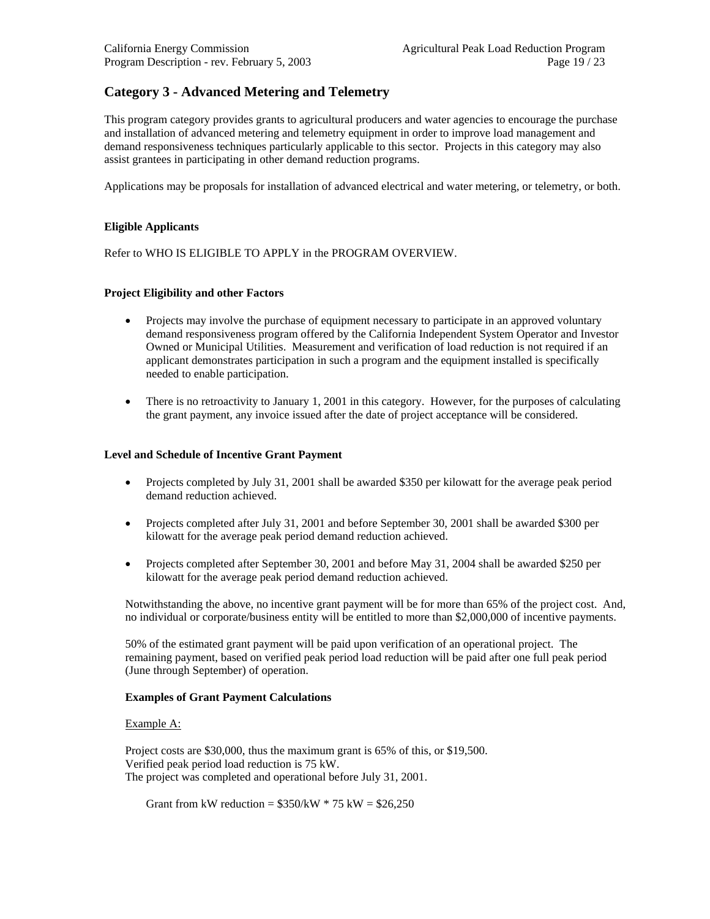## Category 3 - Advanced Metering and Telemetry

This program category provides grants to agricultural producers and water agencies to encourage the purchase and installation of advanced metering and telemetry equipment in order to improve load management and demand responsiveness techniques particularly applicable to this sector. Projects in this category may also assist grantees in participating in other demand reduction programs.

Applications may be proposals for installation of advanced electrical and water metering, or telemetry, or both.

#### Eligible Applicants

Refer to WHO IS ELIGIBLE TO APPLY in the PROGRAM OVERVIEW.

#### Project Eligibility and other Factors

- Projects may involve the purchase of equipment necessary to participate in an approved voluntary demand responsiveness program offered by the California Independent System Operator and Investor Owned or Municipal Utilities. Measurement and verification of load reduction is not required if an applicant demonstrates participation in such a program and the equipment installed is specifically needed to enable participation.
- There is no retroactivity to January 1, 2001 in this category. However, for the purposes of calculating the grant payment, any invoice issued after the date of project acceptance will be considered.

#### Level and Schedule of Incentive Grant Payment

- Projects completed by July 31, 2001 shall be awarded $350 per kilowatt for the average peak period demand reduction achieved.
- Projects completed after July 31, 2001 and before September 30, 2001 shall be awarded $300 per kilowatt for the average peak period demand reduction achieved.
- Projects completed after September 30, 2001 and before May 31, 2004 shall be awarded $250 per kilowatt for the average peak period demand reduction achieved.

Notwithstanding the above, no incentive grant payment will be for more than 65% of the project cost. And, no individual or corporate/business entity will be entitled to more than $2,000,000 of incentive payments.

50% of the estimated grant payment will be paid upon verification of an operational project. The remaining payment, based on verified peak period load reduction will be paid after one full peak period (June through September) of operation.

**Examples of Grant Payment Calculations**

Example A:

Project costs are $30,000, thus the maximum grant is 65% of this, or $19,500.
Verified peak period load reduction is 75 kW.
The project was completed and operational before July 31, 2001.

Grant from kW reduction = $350/kW * 75 kW = $26,250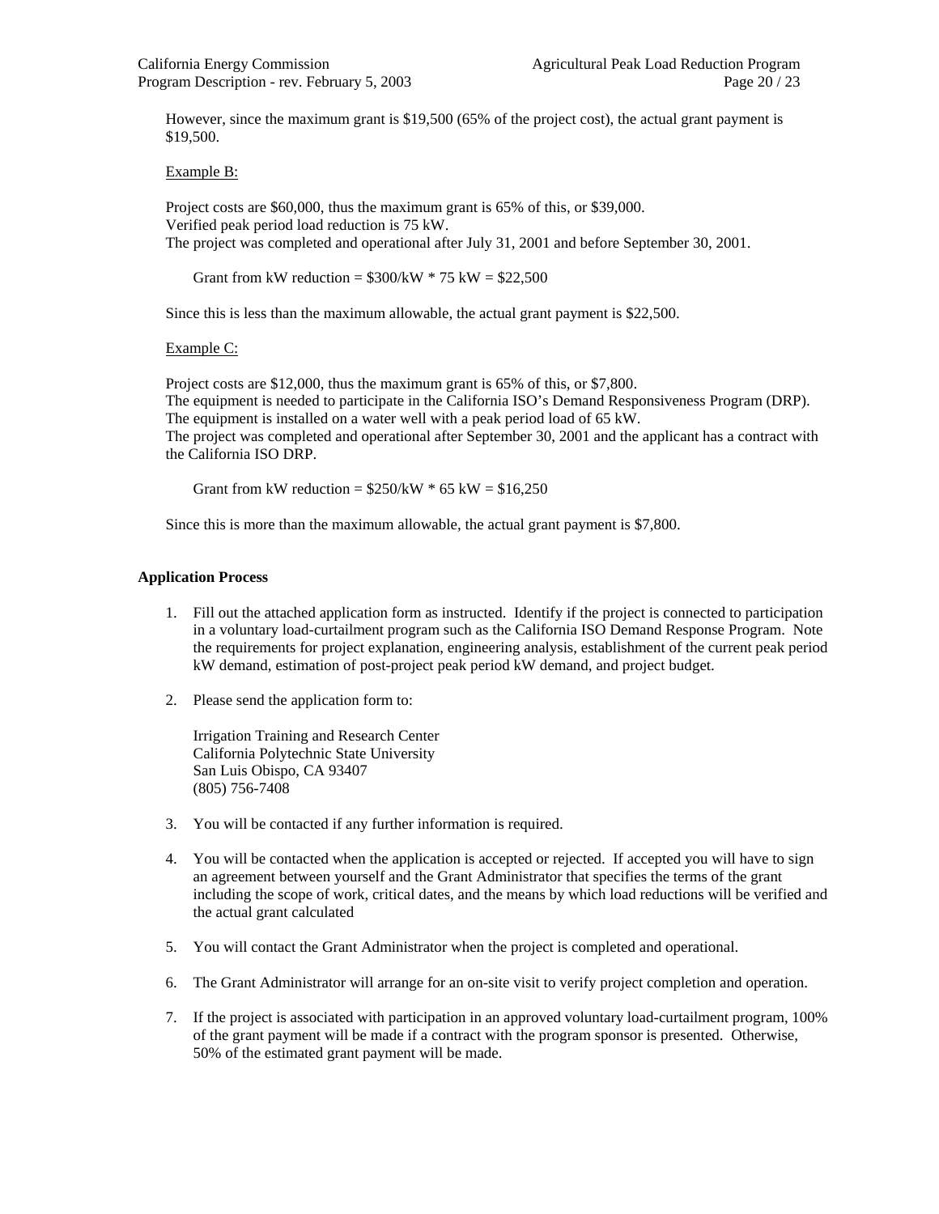However, since the maximum grant is $19,500 (65% of the project cost), the actual grant payment is $19,500.

Example B:

Project costs are $60,000, thus the maximum grant is 65% of this, or $39,000.
Verified peak period load reduction is 75 kW.
The project was completed and operational after July 31, 2001 and before September 30, 2001.

Grant from kW reduction = $300/kW * 75 kW = $22,500

Since this is less than the maximum allowable, the actual grant payment is $22,500.

Example C:

Project costs are $12,000, thus the maximum grant is 65% of this, or $7,800.
The equipment is needed to participate in the California ISO's Demand Responsiveness Program (DRP).
The equipment is installed on a water well with a peak period load of 65 kW.
The project was completed and operational after September 30, 2001 and the applicant has a contract with the California ISO DRP.

Grant from kW reduction = $250/kW * 65 kW = $16,250

Since this is more than the maximum allowable, the actual grant payment is $7,800.

**Application Process**

1. Fill out the attached application form as instructed. Identify if the project is connected to participation in a voluntary load-curtailment program such as the California ISO Demand Response Program. Note the requirements for project explanation, engineering analysis, establishment of the current peak period kW demand, estimation of post-project peak period kW demand, and project budget.

2. Please send the application form to:

   Irrigation Training and Research Center
   California Polytechnic State University
   San Luis Obispo, CA 93407
   (805) 756-7408

3. You will be contacted if any further information is required.

4. You will be contacted when the application is accepted or rejected. If accepted you will have to sign an agreement between yourself and the Grant Administrator that specifies the terms of the grant including the scope of work, critical dates, and the means by which load reductions will be verified and the actual grant calculated

5. You will contact the Grant Administrator when the project is completed and operational.

6. The Grant Administrator will arrange for an on-site visit to verify project completion and operation.

7. If the project is associated with participation in an approved voluntary load-curtailment program, 100% of the grant payment will be made if a contract with the program sponsor is presented. Otherwise, 50% of the estimated grant payment will be made.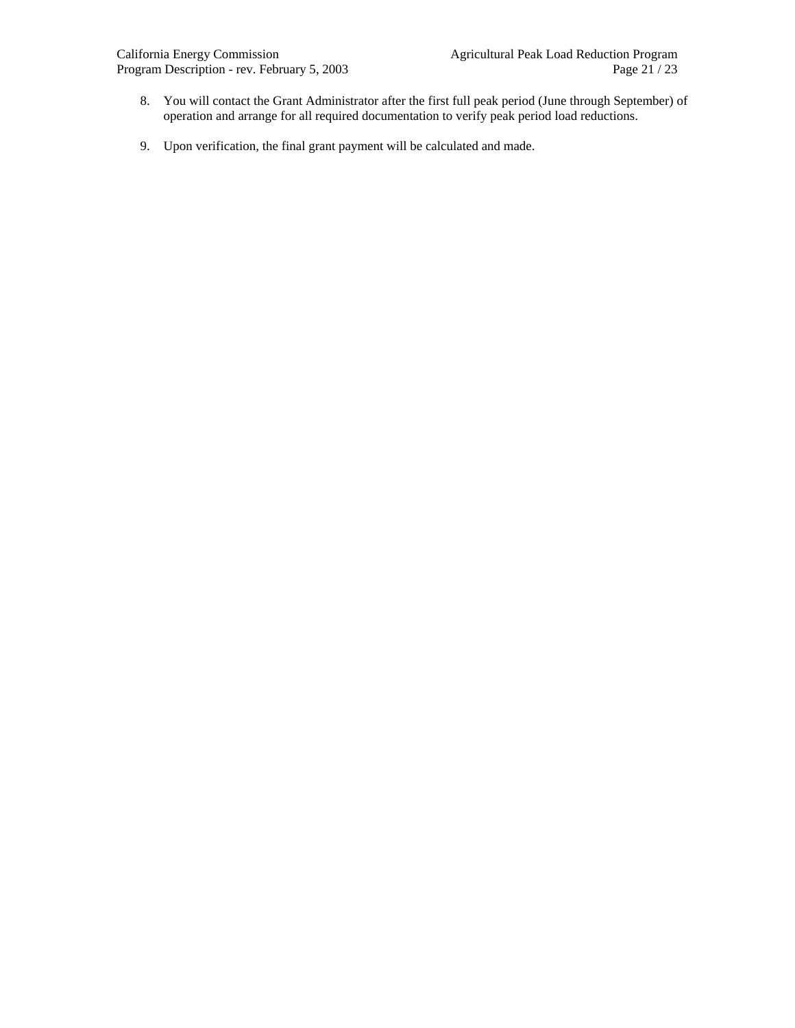8. You will contact the Grant Administrator after the first full peak period (June through September) of operation and arrange for all required documentation to verify peak period load reductions.

9. Upon verification, the final grant payment will be calculated and made.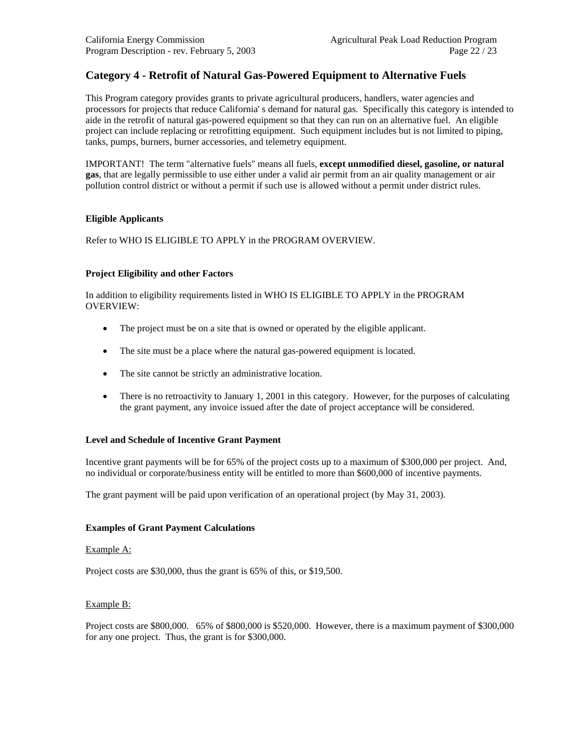## Category 4 - Retrofit of Natural Gas-Powered Equipment to Alternative Fuels

This Program category provides grants to private agricultural producers, handlers, water agencies and processors for projects that reduce California' s demand for natural gas. Specifically this category is intended to aide in the retrofit of natural gas-powered equipment so that they can run on an alternative fuel. An eligible project can include replacing or retrofitting equipment. Such equipment includes but is not limited to piping, tanks, pumps, burners, burner accessories, and telemetry equipment.

IMPORTANT! The term "alternative fuels" means all fuels, **except unmodified diesel, gasoline, or natural gas**, that are legally permissible to use either under a valid air permit from an air quality management or air pollution control district or without a permit if such use is allowed without a permit under district rules.

#### Eligible Applicants

Refer to WHO IS ELIGIBLE TO APPLY in the PROGRAM OVERVIEW.

#### Project Eligibility and other Factors

In addition to eligibility requirements listed in WHO IS ELIGIBLE TO APPLY in the PROGRAM OVERVIEW:

- The project must be on a site that is owned or operated by the eligible applicant.
- The site must be a place where the natural gas-powered equipment is located.
- The site cannot be strictly an administrative location.
- There is no retroactivity to January 1, 2001 in this category. However, for the purposes of calculating the grant payment, any invoice issued after the date of project acceptance will be considered.

#### Level and Schedule of Incentive Grant Payment

Incentive grant payments will be for 65% of the project costs up to a maximum of $300,000 per project. And, no individual or corporate/business entity will be entitled to more than $600,000 of incentive payments.

The grant payment will be paid upon verification of an operational project (by May 31, 2003).

#### Examples of Grant Payment Calculations

Example A:

Project costs are $30,000, thus the grant is 65% of this, or $19,500.

Example B:

Project costs are $800,000. 65% of $800,000 is $520,000. However, there is a maximum payment of $300,000 for any one project. Thus, the grant is for $300,000.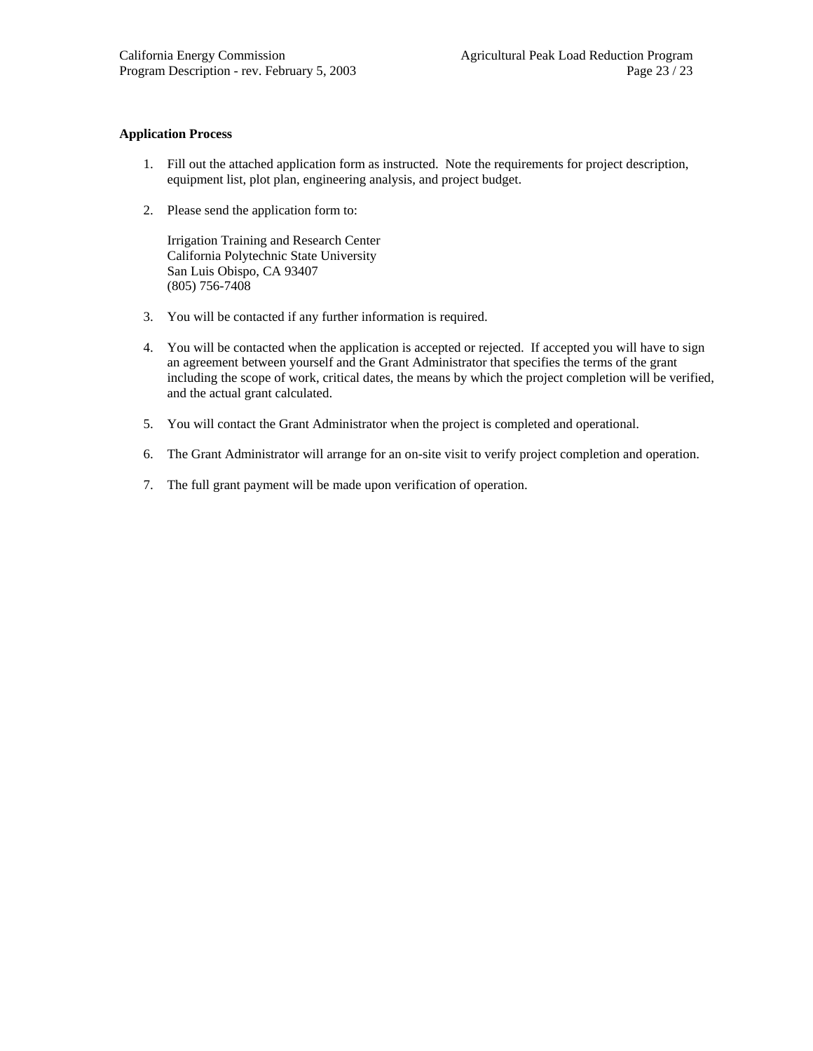**Application Process**

1. Fill out the attached application form as instructed. Note the requirements for project description, equipment list, plot plan, engineering analysis, and project budget.

2. Please send the application form to:

   Irrigation Training and Research Center
   California Polytechnic State University
   San Luis Obispo, CA 93407
   (805) 756-7408

3. You will be contacted if any further information is required.

4. You will be contacted when the application is accepted or rejected. If accepted you will have to sign an agreement between yourself and the Grant Administrator that specifies the terms of the grant including the scope of work, critical dates, the means by which the project completion will be verified, and the actual grant calculated.

5. You will contact the Grant Administrator when the project is completed and operational.

6. The Grant Administrator will arrange for an on-site visit to verify project completion and operation.

7. The full grant payment will be made upon verification of operation.